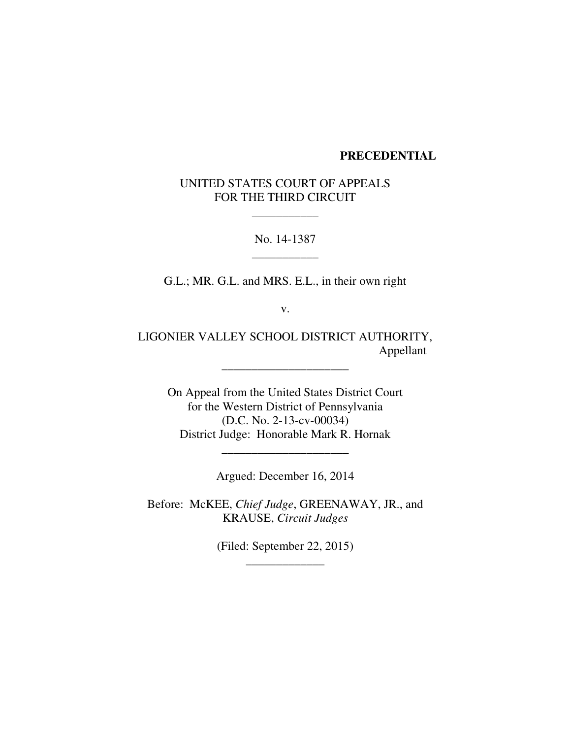**PRECEDENTIAL**

UNITED STATES COURT OF APPEALS
FOR THE THIRD CIRCUIT

\_\_\_\_\_\_\_\_\_\_\_

No. 14-1387

\_\_\_\_\_\_\_\_\_\_\_

G.L.; MR. G.L. and MRS. E.L., in their own right

v.

LIGONIER VALLEY SCHOOL DISTRICT AUTHORITY,
Appellant

\_\_\_\_\_\_\_\_\_\_\_\_\_\_\_\_\_\_\_\_\_

On Appeal from the United States District Court
for the Western District of Pennsylvania
(D.C. No. 2-13-cv-00034)
District Judge: Honorable Mark R. Hornak

\_\_\_\_\_\_\_\_\_\_\_\_\_\_\_\_\_\_\_\_\_

Argued: December 16, 2014

Before: McKEE, *Chief Judge*, GREENAWAY, JR., and
KRAUSE, *Circuit Judges*

(Filed: September 22, 2015)

\_\_\_\_\_\_\_\_\_\_\_\_\_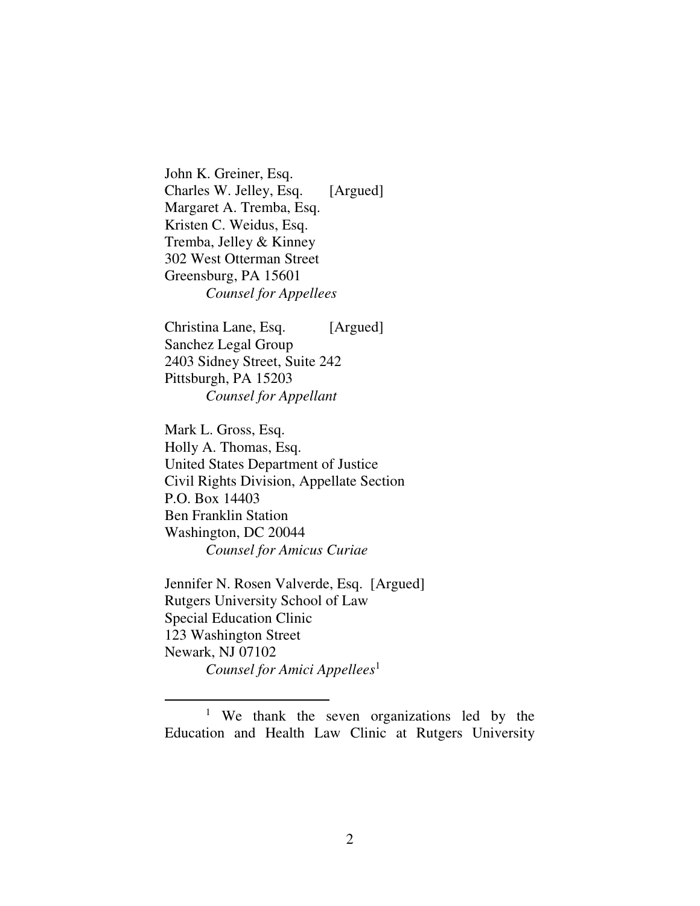John K. Greiner, Esq.
Charles W. Jelley, Esq. [Argued]
Margaret A. Tremba, Esq.
Kristen C. Weidus, Esq.
Tremba, Jelley & Kinney
302 West Otterman Street
Greensburg, PA 15601
*Counsel for Appellees*

Christina Lane, Esq. [Argued]
Sanchez Legal Group
2403 Sidney Street, Suite 242
Pittsburgh, PA 15203
*Counsel for Appellant*

Mark L. Gross, Esq.
Holly A. Thomas, Esq.
United States Department of Justice
Civil Rights Division, Appellate Section
P.O. Box 14403
Ben Franklin Station
Washington, DC 20044
*Counsel for Amicus Curiae*

Jennifer N. Rosen Valverde, Esq. [Argued]
Rutgers University School of Law
Special Education Clinic
123 Washington Street
Newark, NJ 07102
*Counsel for Amici Appellees*[1]

---

[1] We thank the seven organizations led by the Education and Health Law Clinic at Rutgers University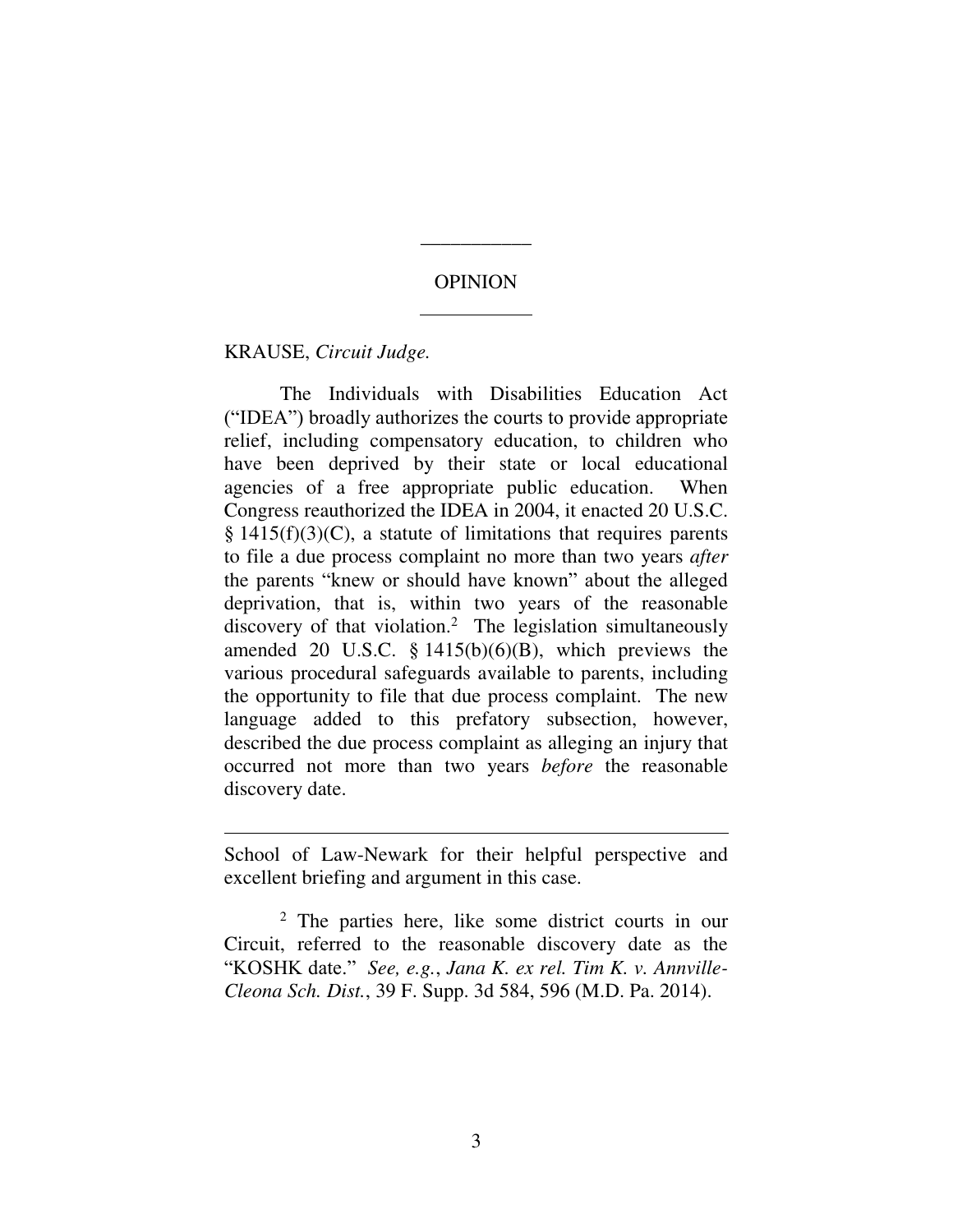OPINION

KRAUSE, *Circuit Judge.*

The Individuals with Disabilities Education Act ("IDEA") broadly authorizes the courts to provide appropriate relief, including compensatory education, to children who have been deprived by their state or local educational agencies of a free appropriate public education. When Congress reauthorized the IDEA in 2004, it enacted 20 U.S.C. § 1415(f)(3)(C), a statute of limitations that requires parents to file a due process complaint no more than two years *after* the parents "knew or should have known" about the alleged deprivation, that is, within two years of the reasonable discovery of that violation.[2] The legislation simultaneously amended 20 U.S.C. § 1415(b)(6)(B), which previews the various procedural safeguards available to parents, including the opportunity to file that due process complaint. The new language added to this prefatory subsection, however, described the due process complaint as alleging an injury that occurred not more than two years *before* the reasonable discovery date.

---

School of Law-Newark for their helpful perspective and excellent briefing and argument in this case.

[2] The parties here, like some district courts in our Circuit, referred to the reasonable discovery date as the "KOSHK date." *See, e.g.*, *Jana K. ex rel. Tim K. v. Annville-Cleona Sch. Dist.*, 39 F. Supp. 3d 584, 596 (M.D. Pa. 2014).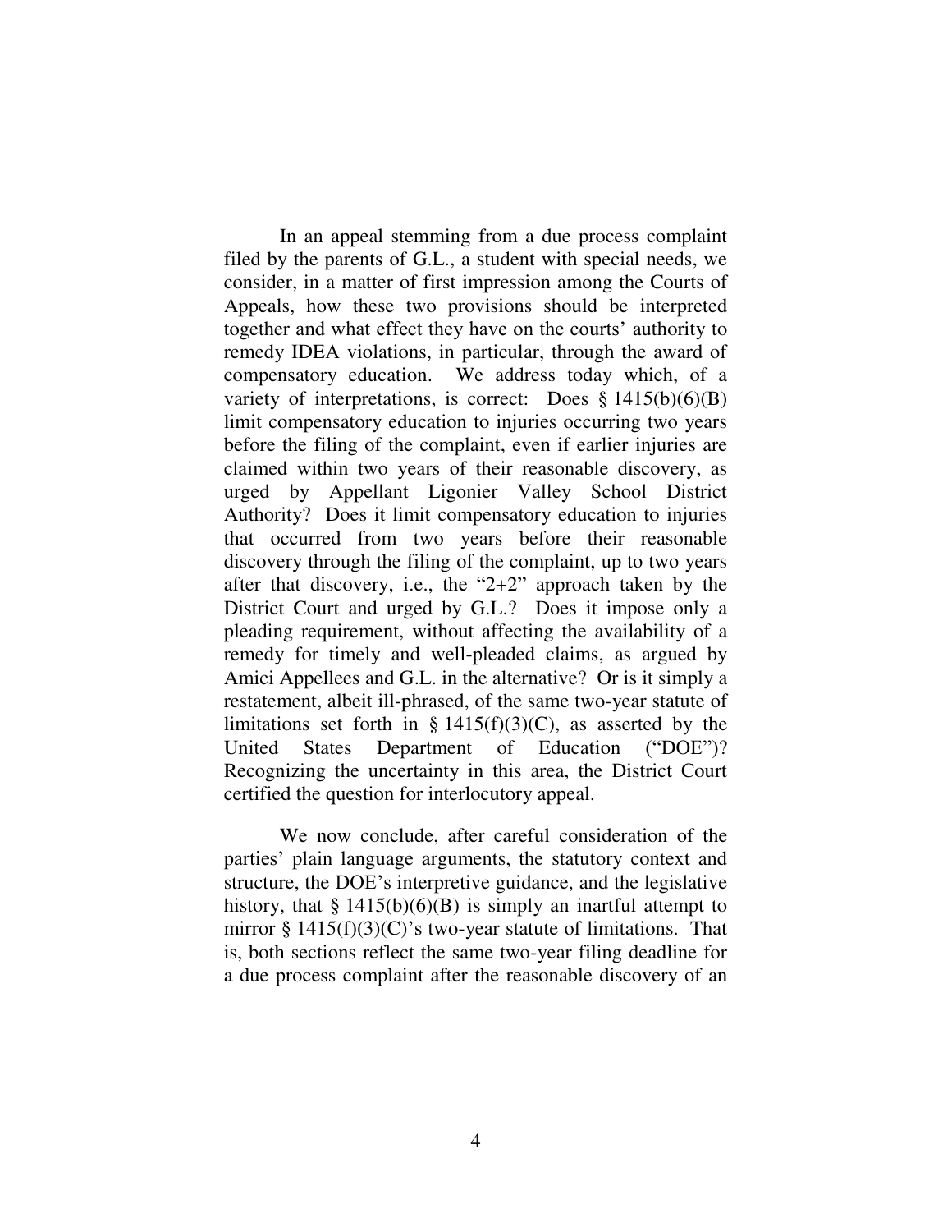In an appeal stemming from a due process complaint filed by the parents of G.L., a student with special needs, we consider, in a matter of first impression among the Courts of Appeals, how these two provisions should be interpreted together and what effect they have on the courts' authority to remedy IDEA violations, in particular, through the award of compensatory education. We address today which, of a variety of interpretations, is correct: Does § 1415(b)(6)(B) limit compensatory education to injuries occurring two years before the filing of the complaint, even if earlier injuries are claimed within two years of their reasonable discovery, as urged by Appellant Ligonier Valley School District Authority? Does it limit compensatory education to injuries that occurred from two years before their reasonable discovery through the filing of the complaint, up to two years after that discovery, i.e., the "2+2" approach taken by the District Court and urged by G.L.? Does it impose only a pleading requirement, without affecting the availability of a remedy for timely and well-pleaded claims, as argued by Amici Appellees and G.L. in the alternative? Or is it simply a restatement, albeit ill-phrased, of the same two-year statute of limitations set forth in § 1415(f)(3)(C), as asserted by the United States Department of Education ("DOE")? Recognizing the uncertainty in this area, the District Court certified the question for interlocutory appeal.

We now conclude, after careful consideration of the parties' plain language arguments, the statutory context and structure, the DOE's interpretive guidance, and the legislative history, that § 1415(b)(6)(B) is simply an inartful attempt to mirror § 1415(f)(3)(C)'s two-year statute of limitations. That is, both sections reflect the same two-year filing deadline for a due process complaint after the reasonable discovery of an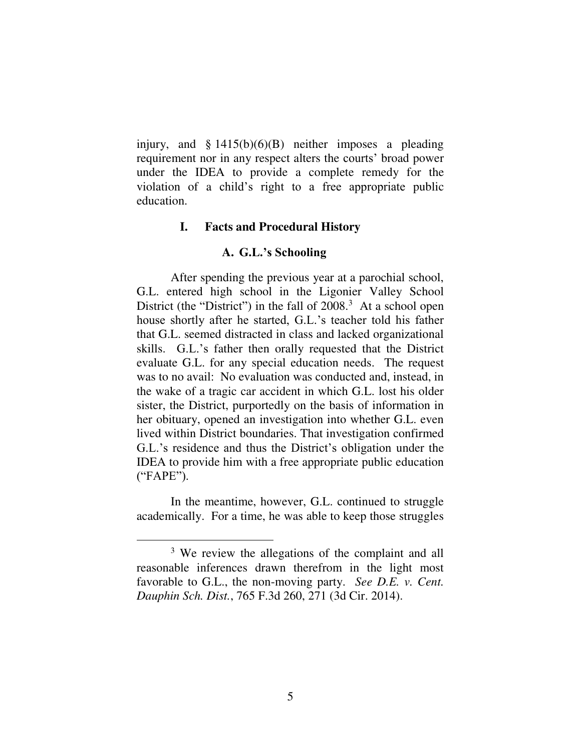injury, and § 1415(b)(6)(B) neither imposes a pleading requirement nor in any respect alters the courts' broad power under the IDEA to provide a complete remedy for the violation of a child's right to a free appropriate public education.

## I. Facts and Procedural History

### A. G.L.'s Schooling

After spending the previous year at a parochial school, G.L. entered high school in the Ligonier Valley School District (the "District") in the fall of 2008.[3] At a school open house shortly after he started, G.L.'s teacher told his father that G.L. seemed distracted in class and lacked organizational skills. G.L.'s father then orally requested that the District evaluate G.L. for any special education needs. The request was to no avail: No evaluation was conducted and, instead, in the wake of a tragic car accident in which G.L. lost his older sister, the District, purportedly on the basis of information in her obituary, opened an investigation into whether G.L. even lived within District boundaries. That investigation confirmed G.L.'s residence and thus the District's obligation under the IDEA to provide him with a free appropriate public education ("FAPE").

In the meantime, however, G.L. continued to struggle academically. For a time, he was able to keep those struggles

[3] We review the allegations of the complaint and all reasonable inferences drawn therefrom in the light most favorable to G.L., the non-moving party. *See D.E. v. Cent. Dauphin Sch. Dist.*, 765 F.3d 260, 271 (3d Cir. 2014).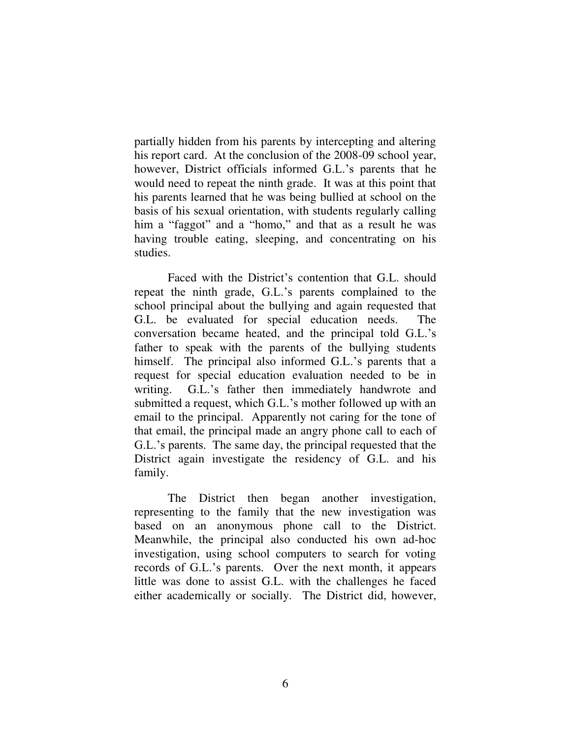partially hidden from his parents by intercepting and altering his report card. At the conclusion of the 2008-09 school year, however, District officials informed G.L.'s parents that he would need to repeat the ninth grade. It was at this point that his parents learned that he was being bullied at school on the basis of his sexual orientation, with students regularly calling him a "faggot" and a "homo," and that as a result he was having trouble eating, sleeping, and concentrating on his studies.

Faced with the District's contention that G.L. should repeat the ninth grade, G.L.'s parents complained to the school principal about the bullying and again requested that G.L. be evaluated for special education needs. The conversation became heated, and the principal told G.L.'s father to speak with the parents of the bullying students himself. The principal also informed G.L.'s parents that a request for special education evaluation needed to be in writing. G.L.'s father then immediately handwrote and submitted a request, which G.L.'s mother followed up with an email to the principal. Apparently not caring for the tone of that email, the principal made an angry phone call to each of G.L.'s parents. The same day, the principal requested that the District again investigate the residency of G.L. and his family.

The District then began another investigation, representing to the family that the new investigation was based on an anonymous phone call to the District. Meanwhile, the principal also conducted his own ad-hoc investigation, using school computers to search for voting records of G.L.'s parents. Over the next month, it appears little was done to assist G.L. with the challenges he faced either academically or socially. The District did, however,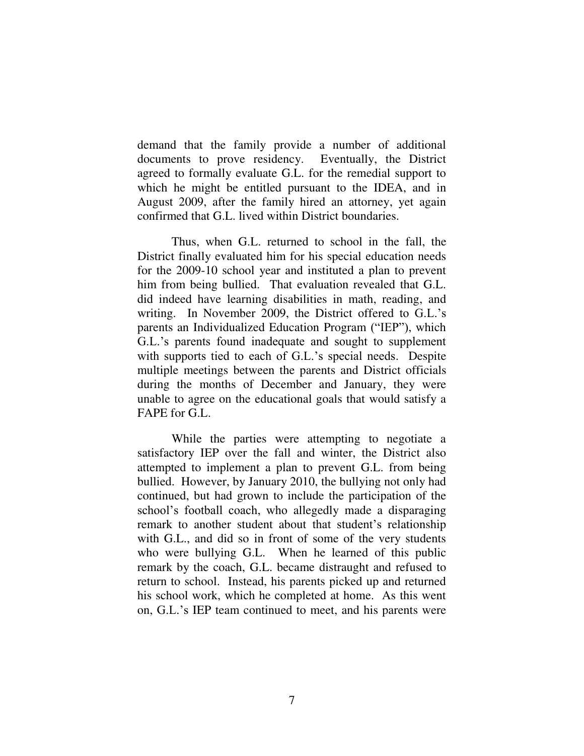demand that the family provide a number of additional documents to prove residency. Eventually, the District agreed to formally evaluate G.L. for the remedial support to which he might be entitled pursuant to the IDEA, and in August 2009, after the family hired an attorney, yet again confirmed that G.L. lived within District boundaries.

Thus, when G.L. returned to school in the fall, the District finally evaluated him for his special education needs for the 2009-10 school year and instituted a plan to prevent him from being bullied. That evaluation revealed that G.L. did indeed have learning disabilities in math, reading, and writing. In November 2009, the District offered to G.L.'s parents an Individualized Education Program ("IEP"), which G.L.'s parents found inadequate and sought to supplement with supports tied to each of G.L.'s special needs. Despite multiple meetings between the parents and District officials during the months of December and January, they were unable to agree on the educational goals that would satisfy a FAPE for G.L.

While the parties were attempting to negotiate a satisfactory IEP over the fall and winter, the District also attempted to implement a plan to prevent G.L. from being bullied. However, by January 2010, the bullying not only had continued, but had grown to include the participation of the school's football coach, who allegedly made a disparaging remark to another student about that student's relationship with G.L., and did so in front of some of the very students who were bullying G.L. When he learned of this public remark by the coach, G.L. became distraught and refused to return to school. Instead, his parents picked up and returned his school work, which he completed at home. As this went on, G.L.'s IEP team continued to meet, and his parents were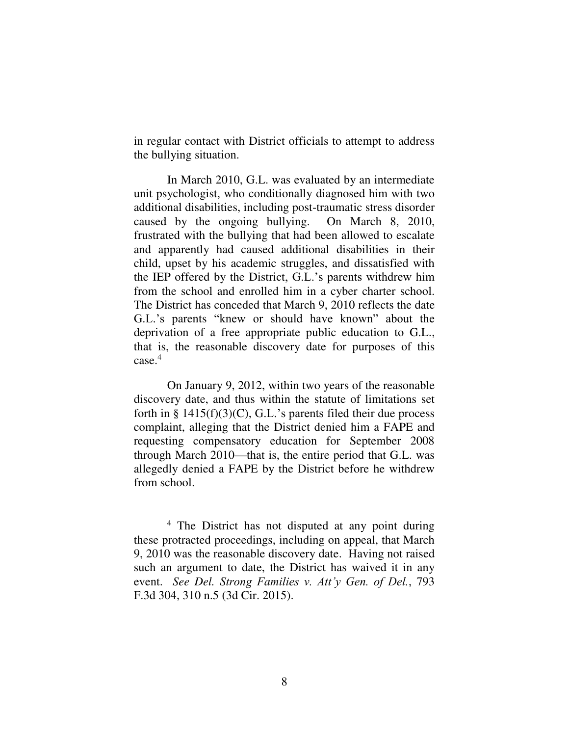in regular contact with District officials to attempt to address the bullying situation.

In March 2010, G.L. was evaluated by an intermediate unit psychologist, who conditionally diagnosed him with two additional disabilities, including post-traumatic stress disorder caused by the ongoing bullying. On March 8, 2010, frustrated with the bullying that had been allowed to escalate and apparently had caused additional disabilities in their child, upset by his academic struggles, and dissatisfied with the IEP offered by the District, G.L.'s parents withdrew him from the school and enrolled him in a cyber charter school. The District has conceded that March 9, 2010 reflects the date G.L.'s parents "knew or should have known" about the deprivation of a free appropriate public education to G.L., that is, the reasonable discovery date for purposes of this case.[4]

On January 9, 2012, within two years of the reasonable discovery date, and thus within the statute of limitations set forth in § 1415(f)(3)(C), G.L.'s parents filed their due process complaint, alleging that the District denied him a FAPE and requesting compensatory education for September 2008 through March 2010—that is, the entire period that G.L. was allegedly denied a FAPE by the District before he withdrew from school.

---

[4] The District has not disputed at any point during these protracted proceedings, including on appeal, that March 9, 2010 was the reasonable discovery date. Having not raised such an argument to date, the District has waived it in any event. *See Del. Strong Families v. Att'y Gen. of Del.*, 793 F.3d 304, 310 n.5 (3d Cir. 2015).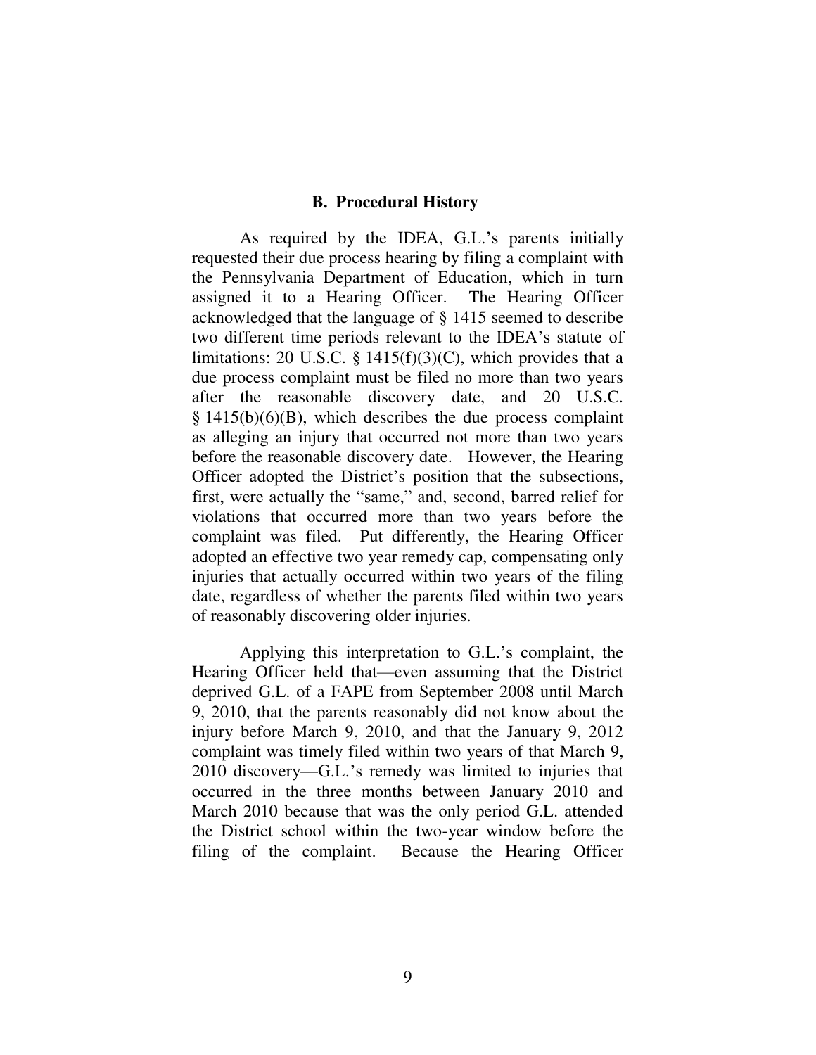### B. Procedural History

As required by the IDEA, G.L.'s parents initially requested their due process hearing by filing a complaint with the Pennsylvania Department of Education, which in turn assigned it to a Hearing Officer. The Hearing Officer acknowledged that the language of § 1415 seemed to describe two different time periods relevant to the IDEA's statute of limitations: 20 U.S.C. § 1415(f)(3)(C), which provides that a due process complaint must be filed no more than two years after the reasonable discovery date, and 20 U.S.C. § 1415(b)(6)(B), which describes the due process complaint as alleging an injury that occurred not more than two years before the reasonable discovery date. However, the Hearing Officer adopted the District's position that the subsections, first, were actually the "same," and, second, barred relief for violations that occurred more than two years before the complaint was filed. Put differently, the Hearing Officer adopted an effective two year remedy cap, compensating only injuries that actually occurred within two years of the filing date, regardless of whether the parents filed within two years of reasonably discovering older injuries.

Applying this interpretation to G.L.'s complaint, the Hearing Officer held that—even assuming that the District deprived G.L. of a FAPE from September 2008 until March 9, 2010, that the parents reasonably did not know about the injury before March 9, 2010, and that the January 9, 2012 complaint was timely filed within two years of that March 9, 2010 discovery—G.L.'s remedy was limited to injuries that occurred in the three months between January 2010 and March 2010 because that was the only period G.L. attended the District school within the two-year window before the filing of the complaint. Because the Hearing Officer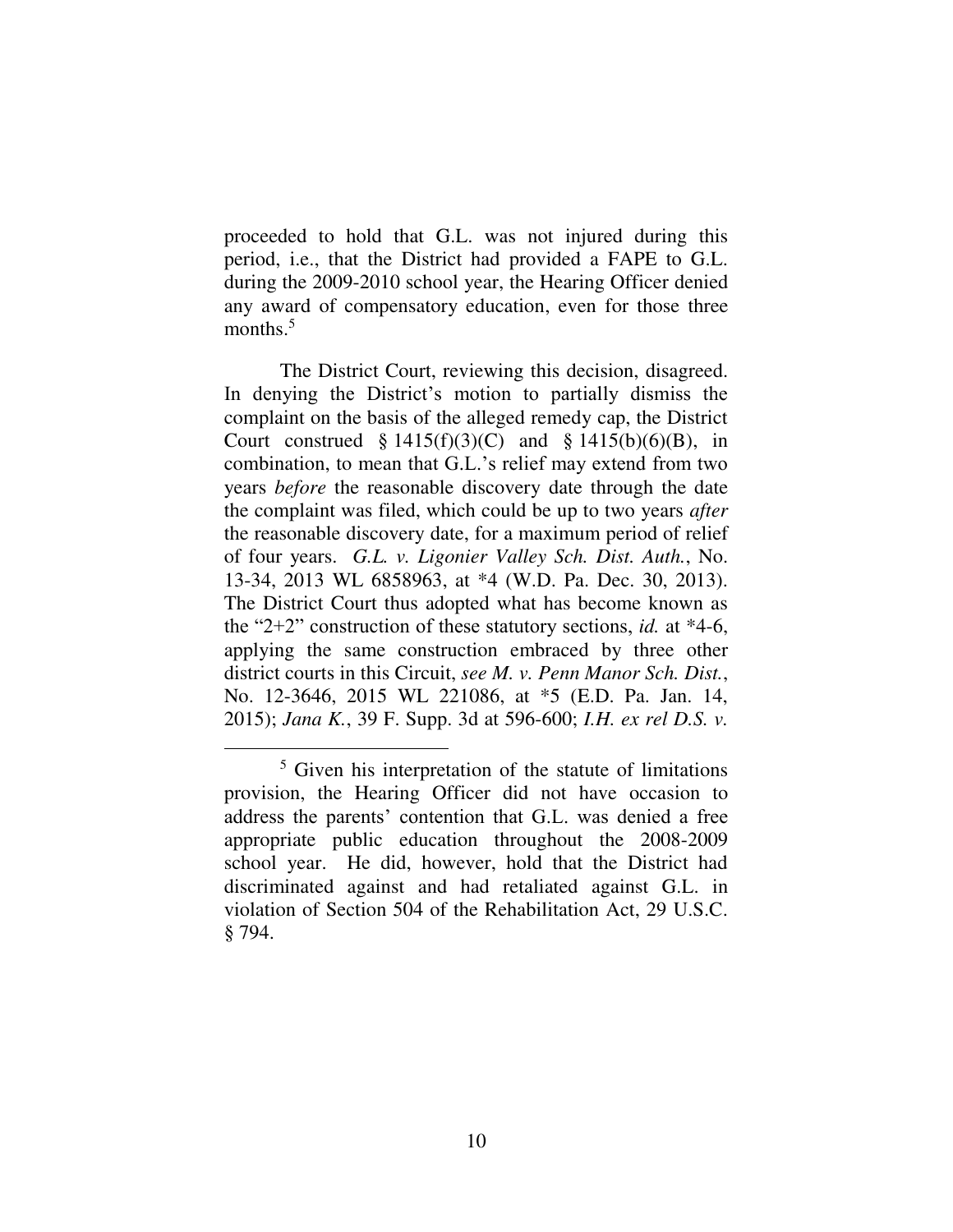proceeded to hold that G.L. was not injured during this period, i.e., that the District had provided a FAPE to G.L. during the 2009-2010 school year, the Hearing Officer denied any award of compensatory education, even for those three months.[5]

The District Court, reviewing this decision, disagreed. In denying the District's motion to partially dismiss the complaint on the basis of the alleged remedy cap, the District Court construed § 1415(f)(3)(C) and § 1415(b)(6)(B), in combination, to mean that G.L.'s relief may extend from two years *before* the reasonable discovery date through the date the complaint was filed, which could be up to two years *after* the reasonable discovery date, for a maximum period of relief of four years. *G.L. v. Ligonier Valley Sch. Dist. Auth.*, No. 13-34, 2013 WL 6858963, at *4 (W.D. Pa. Dec. 30, 2013). The District Court thus adopted what has become known as the "2+2" construction of these statutory sections, *id.* at *4-6, applying the same construction embraced by three other district courts in this Circuit, *see M. v. Penn Manor Sch. Dist.*, No. 12-3646, 2015 WL 221086, at *5 (E.D. Pa. Jan. 14, 2015); *Jana K.*, 39 F. Supp. 3d at 596-600; *I.H. ex rel D.S. v.*

[5] Given his interpretation of the statute of limitations provision, the Hearing Officer did not have occasion to address the parents' contention that G.L. was denied a free appropriate public education throughout the 2008-2009 school year. He did, however, hold that the District had discriminated against and had retaliated against G.L. in violation of Section 504 of the Rehabilitation Act, 29 U.S.C. § 794.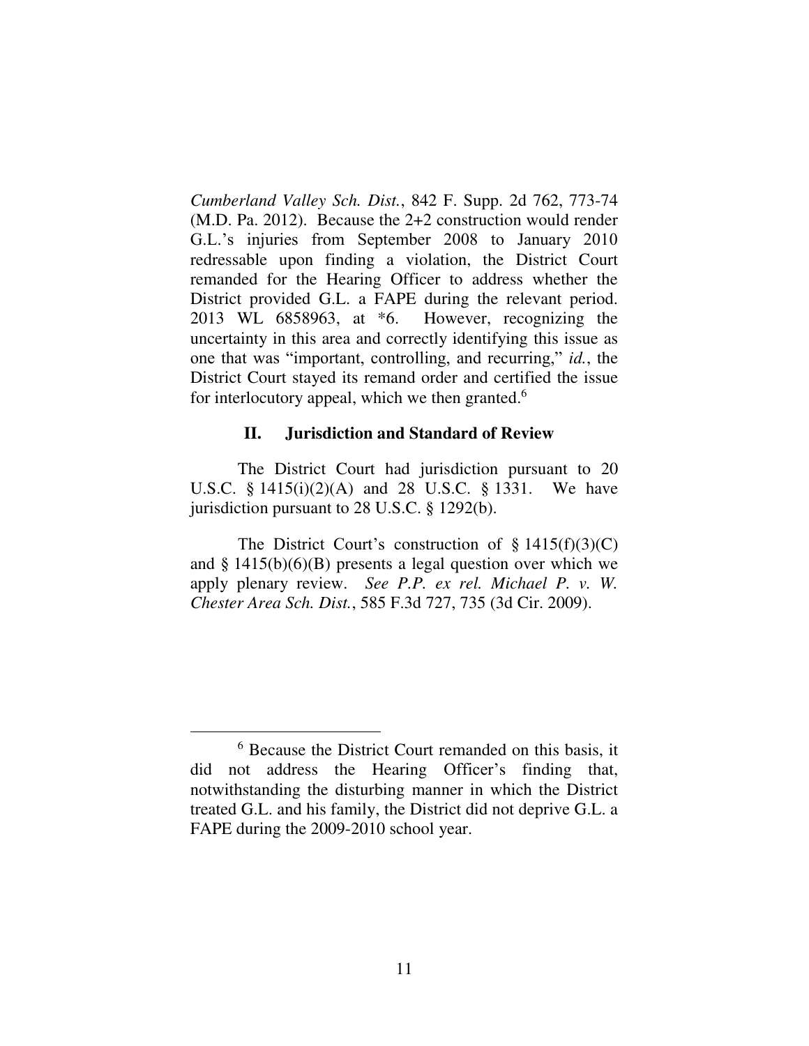*Cumberland Valley Sch. Dist.*, 842 F. Supp. 2d 762, 773-74 (M.D. Pa. 2012). Because the 2+2 construction would render G.L.'s injuries from September 2008 to January 2010 redressable upon finding a violation, the District Court remanded for the Hearing Officer to address whether the District provided G.L. a FAPE during the relevant period. 2013 WL 6858963, at *6. However, recognizing the uncertainty in this area and correctly identifying this issue as one that was "important, controlling, and recurring," *id.*, the District Court stayed its remand order and certified the issue for interlocutory appeal, which we then granted.[6]

## II. Jurisdiction and Standard of Review

The District Court had jurisdiction pursuant to 20 U.S.C. § 1415(i)(2)(A) and 28 U.S.C. § 1331. We have jurisdiction pursuant to 28 U.S.C. § 1292(b).

The District Court's construction of § 1415(f)(3)(C) and § 1415(b)(6)(B) presents a legal question over which we apply plenary review. *See P.P. ex rel. Michael P. v. W. Chester Area Sch. Dist.*, 585 F.3d 727, 735 (3d Cir. 2009).

---

[6] Because the District Court remanded on this basis, it did not address the Hearing Officer's finding that, notwithstanding the disturbing manner in which the District treated G.L. and his family, the District did not deprive G.L. a FAPE during the 2009-2010 school year.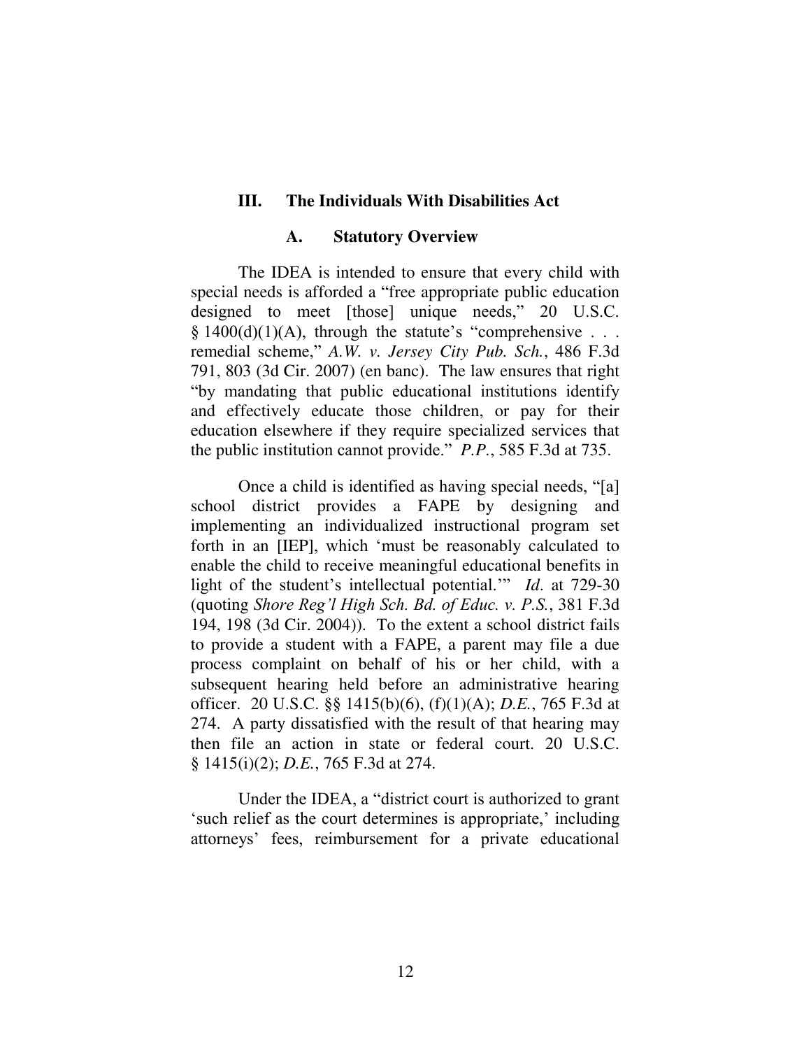### III. The Individuals With Disabilities Act

#### A. Statutory Overview

The IDEA is intended to ensure that every child with special needs is afforded a "free appropriate public education designed to meet [those] unique needs," 20 U.S.C. § 1400(d)(1)(A), through the statute's "comprehensive . . . remedial scheme," *A.W. v. Jersey City Pub. Sch.*, 486 F.3d 791, 803 (3d Cir. 2007) (en banc). The law ensures that right "by mandating that public educational institutions identify and effectively educate those children, or pay for their education elsewhere if they require specialized services that the public institution cannot provide." *P.P.*, 585 F.3d at 735.

Once a child is identified as having special needs, "[a] school district provides a FAPE by designing and implementing an individualized instructional program set forth in an [IEP], which 'must be reasonably calculated to enable the child to receive meaningful educational benefits in light of the student's intellectual potential.'" *Id*. at 729-30 (quoting *Shore Reg'l High Sch. Bd. of Educ. v. P.S.*, 381 F.3d 194, 198 (3d Cir. 2004)). To the extent a school district fails to provide a student with a FAPE, a parent may file a due process complaint on behalf of his or her child, with a subsequent hearing held before an administrative hearing officer. 20 U.S.C. §§ 1415(b)(6), (f)(1)(A); *D.E.*, 765 F.3d at 274. A party dissatisfied with the result of that hearing may then file an action in state or federal court. 20 U.S.C. § 1415(i)(2); *D.E.*, 765 F.3d at 274.

Under the IDEA, a "district court is authorized to grant 'such relief as the court determines is appropriate,' including attorneys' fees, reimbursement for a private educational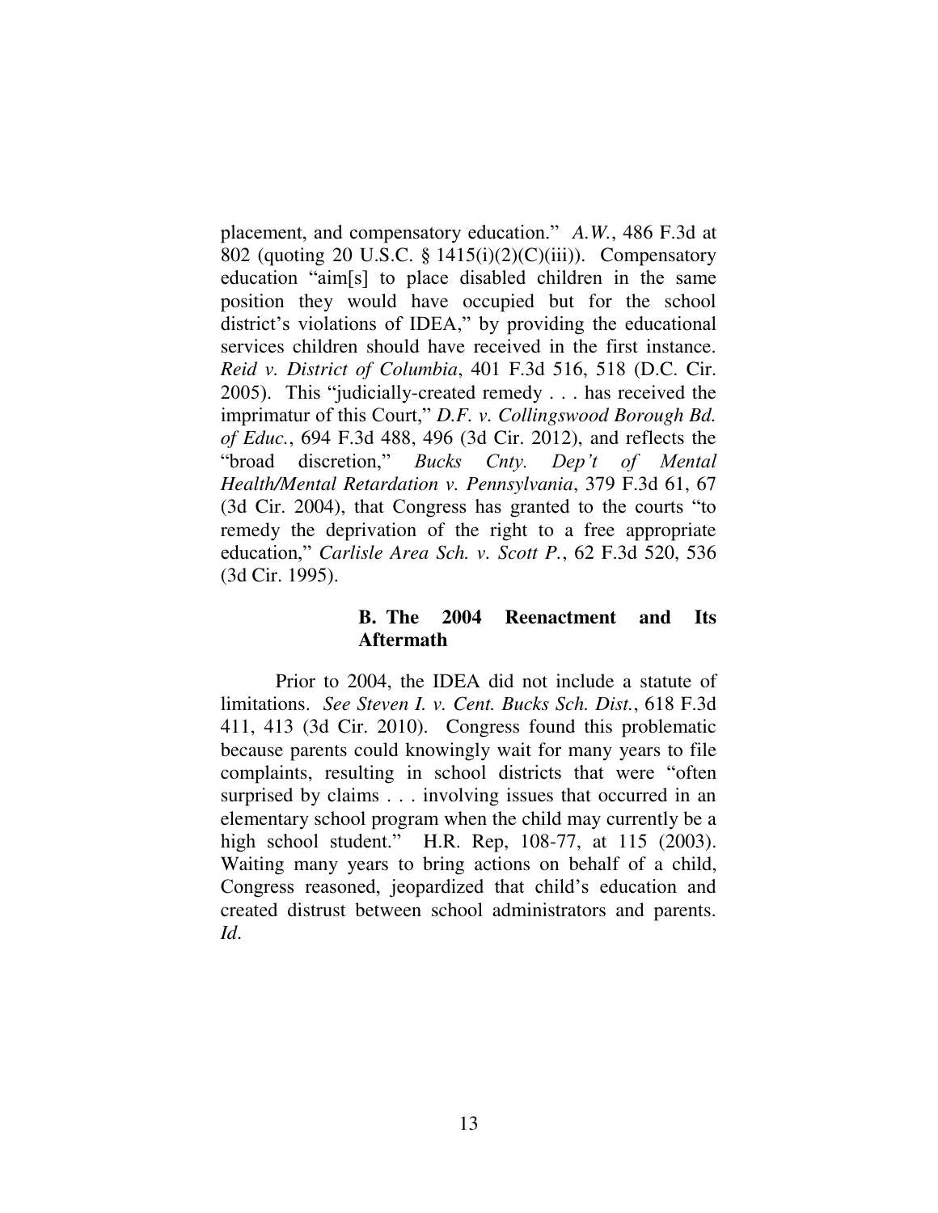placement, and compensatory education." *A.W.*, 486 F.3d at 802 (quoting 20 U.S.C. § 1415(i)(2)(C)(iii)). Compensatory education "aim[s] to place disabled children in the same position they would have occupied but for the school district's violations of IDEA," by providing the educational services children should have received in the first instance. *Reid v. District of Columbia*, 401 F.3d 516, 518 (D.C. Cir. 2005). This "judicially-created remedy . . . has received the imprimatur of this Court," *D.F. v. Collingswood Borough Bd. of Educ.*, 694 F.3d 488, 496 (3d Cir. 2012), and reflects the "broad discretion," *Bucks Cnty. Dep't of Mental Health/Mental Retardation v. Pennsylvania*, 379 F.3d 61, 67 (3d Cir. 2004), that Congress has granted to the courts "to remedy the deprivation of the right to a free appropriate education," *Carlisle Area Sch. v. Scott P.*, 62 F.3d 520, 536 (3d Cir. 1995).

### B. The 2004 Reenactment and Its Aftermath

Prior to 2004, the IDEA did not include a statute of limitations. *See Steven I. v. Cent. Bucks Sch. Dist.*, 618 F.3d 411, 413 (3d Cir. 2010). Congress found this problematic because parents could knowingly wait for many years to file complaints, resulting in school districts that were "often surprised by claims . . . involving issues that occurred in an elementary school program when the child may currently be a high school student." H.R. Rep, 108-77, at 115 (2003). Waiting many years to bring actions on behalf of a child, Congress reasoned, jeopardized that child's education and created distrust between school administrators and parents. *Id*.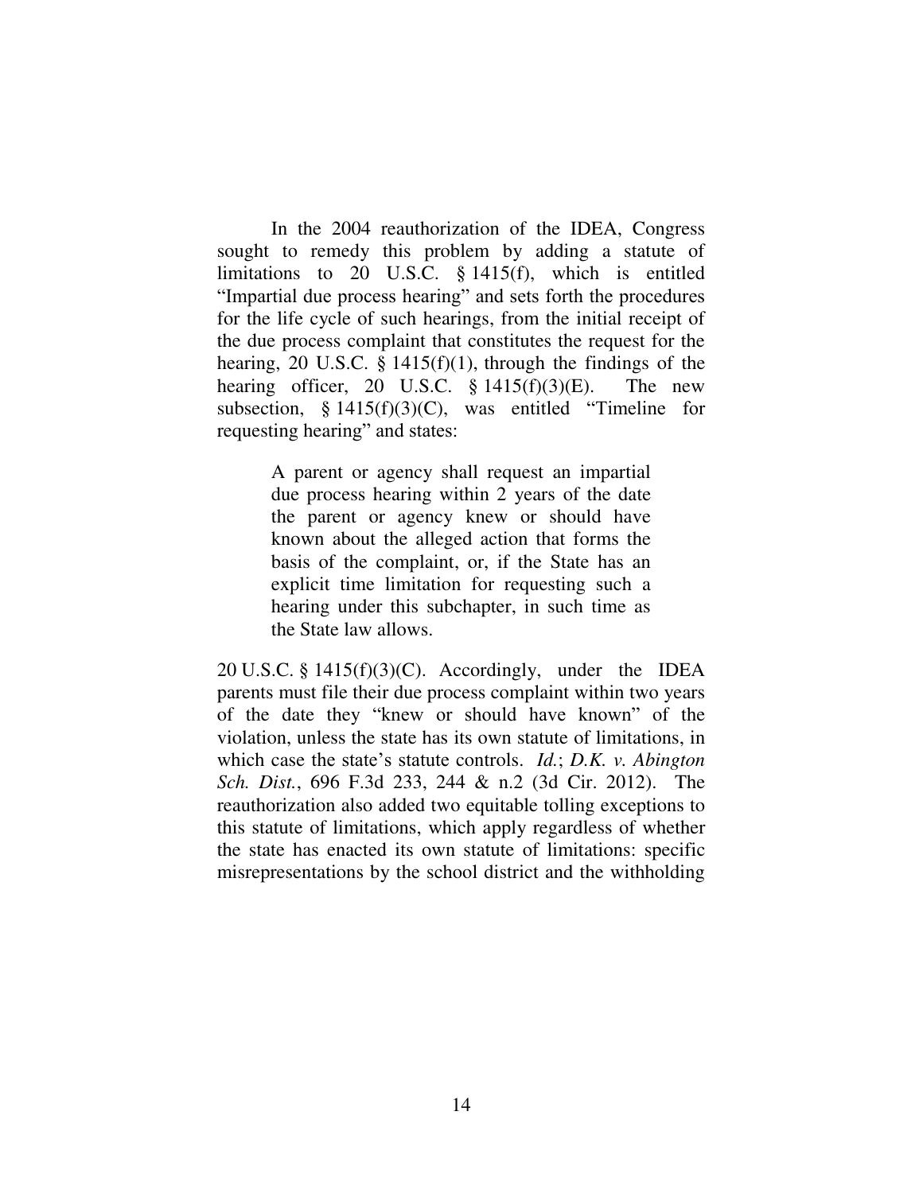In the 2004 reauthorization of the IDEA, Congress sought to remedy this problem by adding a statute of limitations to 20 U.S.C. § 1415(f), which is entitled "Impartial due process hearing" and sets forth the procedures for the life cycle of such hearings, from the initial receipt of the due process complaint that constitutes the request for the hearing, 20 U.S.C. § 1415(f)(1), through the findings of the hearing officer, 20 U.S.C. § 1415(f)(3)(E). The new subsection, § 1415(f)(3)(C), was entitled "Timeline for requesting hearing" and states:

> A parent or agency shall request an impartial due process hearing within 2 years of the date the parent or agency knew or should have known about the alleged action that forms the basis of the complaint, or, if the State has an explicit time limitation for requesting such a hearing under this subchapter, in such time as the State law allows.

20 U.S.C. § 1415(f)(3)(C). Accordingly, under the IDEA parents must file their due process complaint within two years of the date they "knew or should have known" of the violation, unless the state has its own statute of limitations, in which case the state's statute controls. *Id.*; *D.K. v. Abington Sch. Dist.*, 696 F.3d 233, 244 & n.2 (3d Cir. 2012). The reauthorization also added two equitable tolling exceptions to this statute of limitations, which apply regardless of whether the state has enacted its own statute of limitations: specific misrepresentations by the school district and the withholding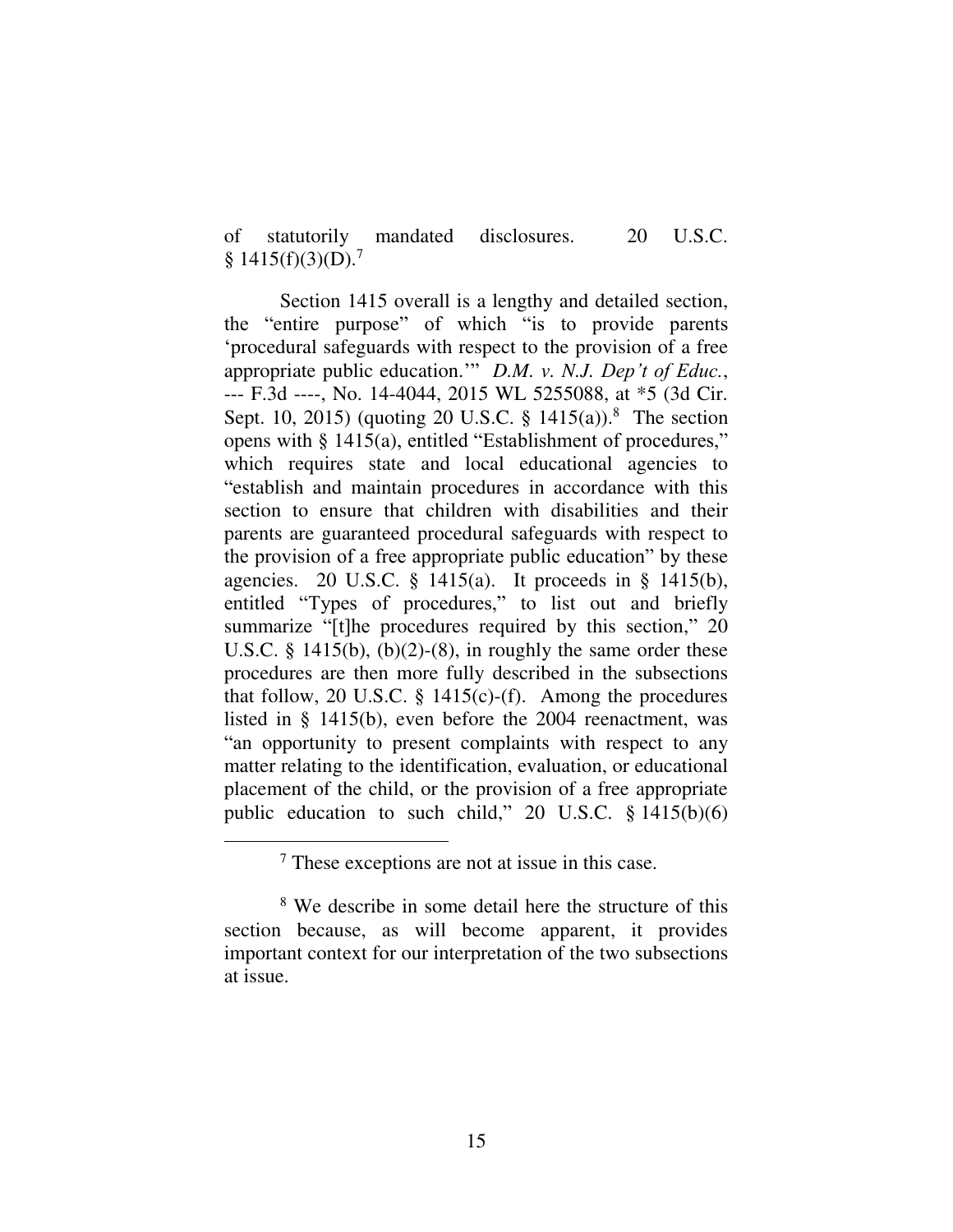of statutorily mandated disclosures. 20 U.S.C. § 1415(f)(3)(D).[7]

Section 1415 overall is a lengthy and detailed section, the "entire purpose" of which "is to provide parents 'procedural safeguards with respect to the provision of a free appropriate public education.'" *D.M. v. N.J. Dep't of Educ.*, --- F.3d ----, No. 14-4044, 2015 WL 5255088, at *5 (3d Cir. Sept. 10, 2015) (quoting 20 U.S.C. § 1415(a)).[8] The section opens with § 1415(a), entitled "Establishment of procedures," which requires state and local educational agencies to "establish and maintain procedures in accordance with this section to ensure that children with disabilities and their parents are guaranteed procedural safeguards with respect to the provision of a free appropriate public education" by these agencies. 20 U.S.C. § 1415(a). It proceeds in § 1415(b), entitled "Types of procedures," to list out and briefly summarize "[t]he procedures required by this section," 20 U.S.C. § 1415(b), (b)(2)-(8), in roughly the same order these procedures are then more fully described in the subsections that follow, 20 U.S.C. § 1415(c)-(f). Among the procedures listed in § 1415(b), even before the 2004 reenactment, was "an opportunity to present complaints with respect to any matter relating to the identification, evaluation, or educational placement of the child, or the provision of a free appropriate public education to such child," 20 U.S.C. § 1415(b)(6)

[7] These exceptions are not at issue in this case.

[8] We describe in some detail here the structure of this section because, as will become apparent, it provides important context for our interpretation of the two subsections at issue.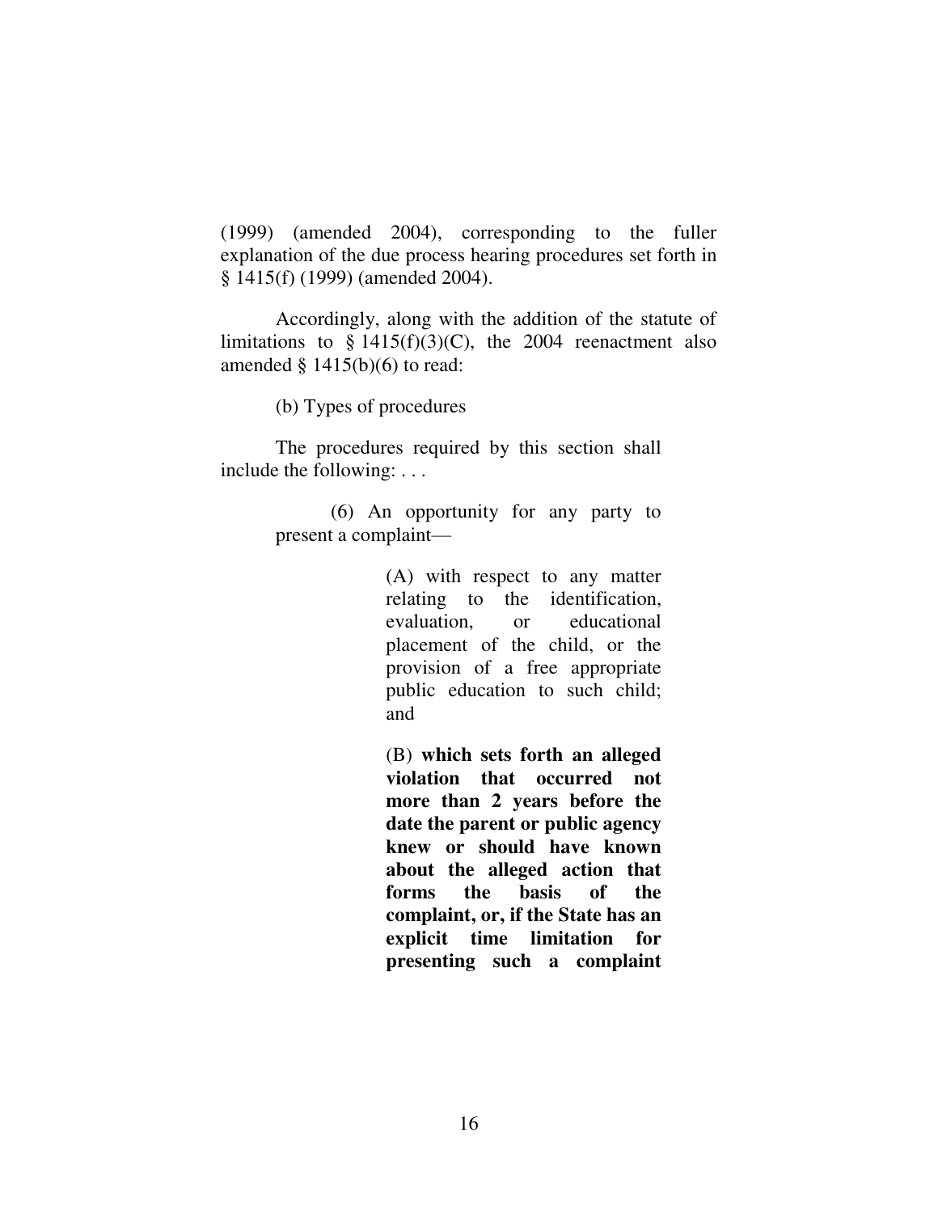(1999) (amended 2004), corresponding to the fuller explanation of the due process hearing procedures set forth in § 1415(f) (1999) (amended 2004).

Accordingly, along with the addition of the statute of limitations to § 1415(f)(3)(C), the 2004 reenactment also amended § 1415(b)(6) to read:

> (b) Types of procedures
>
> The procedures required by this section shall include the following: . . .
>
>> (6) An opportunity for any party to present a complaint—
>>
>>> (A) with respect to any matter relating to the identification, evaluation, or educational placement of the child, or the provision of a free appropriate public education to such child; and
>>>
>>> (B) **which sets forth an alleged violation that occurred not more than 2 years before the date the parent or public agency knew or should have known about the alleged action that forms the basis of the complaint, or, if the State has an explicit time limitation for presenting such a complaint**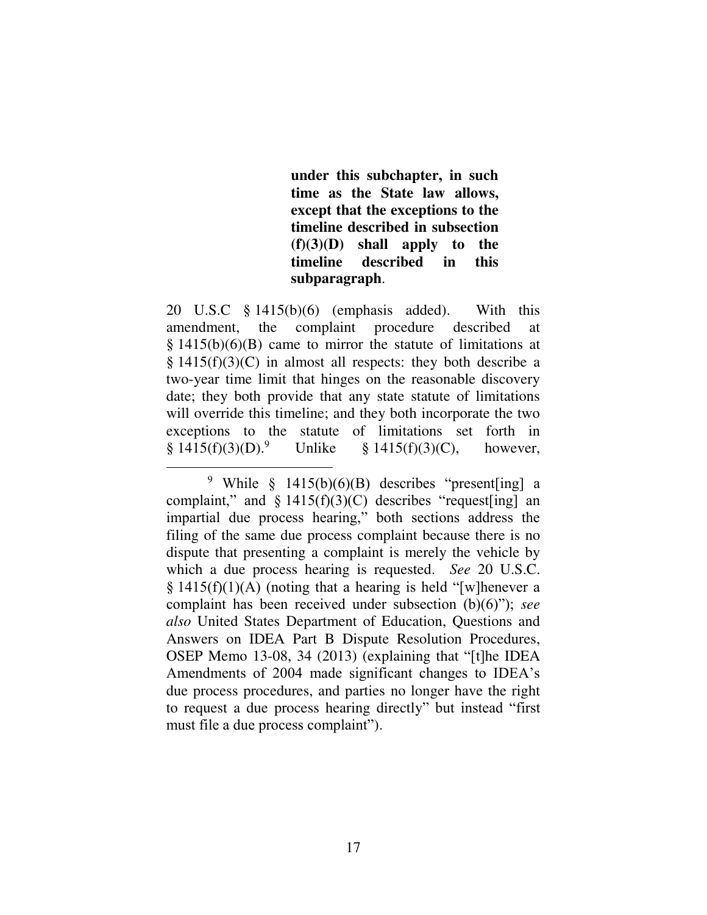> **under this subchapter, in such time as the State law allows, except that the exceptions to the timeline described in subsection (f)(3)(D) shall apply to the timeline described in this subparagraph**.

20 U.S.C § 1415(b)(6) (emphasis added). With this amendment, the complaint procedure described at § 1415(b)(6)(B) came to mirror the statute of limitations at § 1415(f)(3)(C) in almost all respects: they both describe a two-year time limit that hinges on the reasonable discovery date; they both provide that any state statute of limitations will override this timeline; and they both incorporate the two exceptions to the statute of limitations set forth in § 1415(f)(3)(D).[9] Unlike § 1415(f)(3)(C), however,

---

[9] While § 1415(b)(6)(B) describes "present[ing] a complaint," and § 1415(f)(3)(C) describes "request[ing] an impartial due process hearing," both sections address the filing of the same due process complaint because there is no dispute that presenting a complaint is merely the vehicle by which a due process hearing is requested. *See* 20 U.S.C. § 1415(f)(1)(A) (noting that a hearing is held "[w]henever a complaint has been received under subsection (b)(6)"); *see also* United States Department of Education, Questions and Answers on IDEA Part B Dispute Resolution Procedures, OSEP Memo 13-08, 34 (2013) (explaining that "[t]he IDEA Amendments of 2004 made significant changes to IDEA's due process procedures, and parties no longer have the right to request a due process hearing directly" but instead "first must file a due process complaint").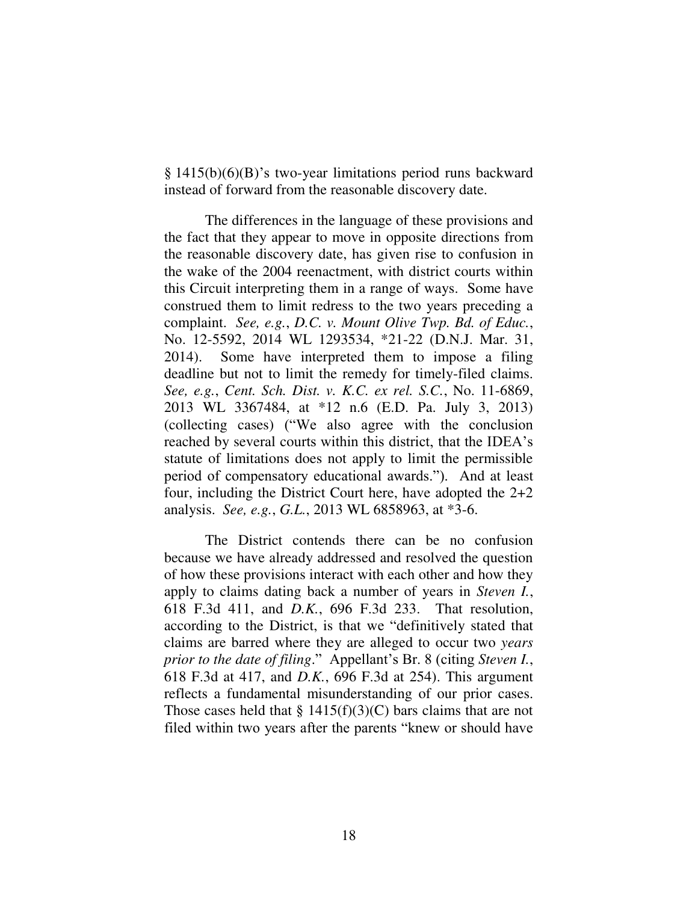§ 1415(b)(6)(B)'s two-year limitations period runs backward instead of forward from the reasonable discovery date.

The differences in the language of these provisions and the fact that they appear to move in opposite directions from the reasonable discovery date, has given rise to confusion in the wake of the 2004 reenactment, with district courts within this Circuit interpreting them in a range of ways. Some have construed them to limit redress to the two years preceding a complaint. *See, e.g.*, *D.C. v. Mount Olive Twp. Bd. of Educ.*, No. 12-5592, 2014 WL 1293534, *21-22 (D.N.J. Mar. 31, 2014). Some have interpreted them to impose a filing deadline but not to limit the remedy for timely-filed claims. *See, e.g.*, *Cent. Sch. Dist. v. K.C. ex rel. S.C.*, No. 11-6869, 2013 WL 3367484, at *12 n.6 (E.D. Pa. July 3, 2013) (collecting cases) ("We also agree with the conclusion reached by several courts within this district, that the IDEA's statute of limitations does not apply to limit the permissible period of compensatory educational awards."). And at least four, including the District Court here, have adopted the 2+2 analysis. *See, e.g.*, *G.L.*, 2013 WL 6858963, at *3-6.

The District contends there can be no confusion because we have already addressed and resolved the question of how these provisions interact with each other and how they apply to claims dating back a number of years in *Steven I.*, 618 F.3d 411, and *D.K.*, 696 F.3d 233. That resolution, according to the District, is that we "definitively stated that claims are barred where they are alleged to occur two *years prior to the date of filing*." Appellant's Br. 8 (citing *Steven I.*, 618 F.3d at 417, and *D.K.*, 696 F.3d at 254). This argument reflects a fundamental misunderstanding of our prior cases. Those cases held that § 1415(f)(3)(C) bars claims that are not filed within two years after the parents "knew or should have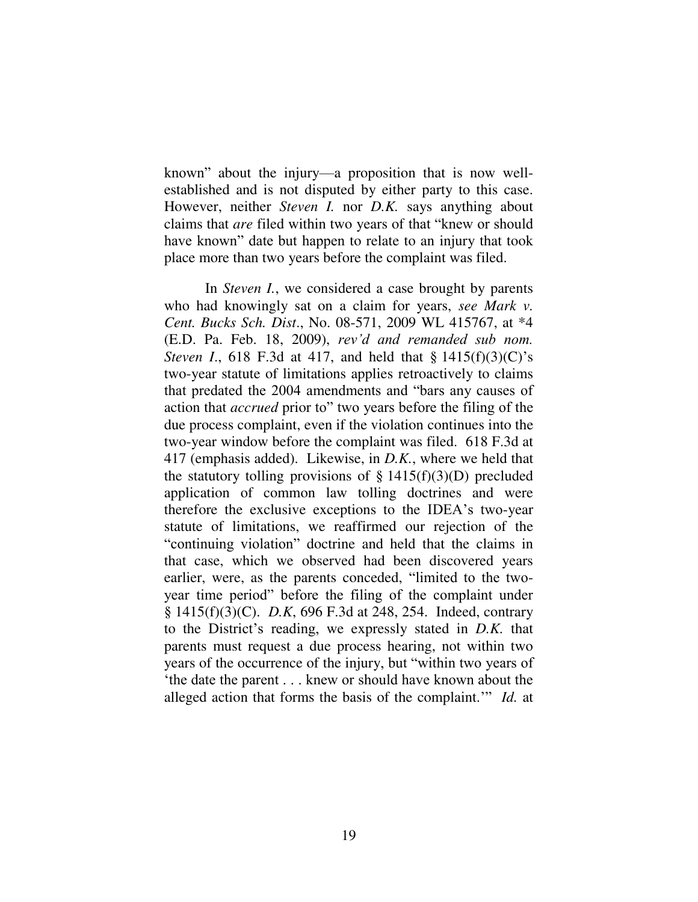known" about the injury—a proposition that is now well-established and is not disputed by either party to this case. However, neither *Steven I.* nor *D.K.* says anything about claims that *are* filed within two years of that "knew or should have known" date but happen to relate to an injury that took place more than two years before the complaint was filed.

In *Steven I.*, we considered a case brought by parents who had knowingly sat on a claim for years, *see Mark v. Cent. Bucks Sch. Dist*., No. 08-571, 2009 WL 415767, at *4 (E.D. Pa. Feb. 18, 2009), *rev'd and remanded sub nom. Steven I*., 618 F.3d at 417, and held that § 1415(f)(3)(C)'s two-year statute of limitations applies retroactively to claims that predated the 2004 amendments and "bars any causes of action that *accrued* prior to" two years before the filing of the due process complaint, even if the violation continues into the two-year window before the complaint was filed. 618 F.3d at 417 (emphasis added). Likewise, in *D.K.*, where we held that the statutory tolling provisions of § 1415(f)(3)(D) precluded application of common law tolling doctrines and were therefore the exclusive exceptions to the IDEA's two-year statute of limitations, we reaffirmed our rejection of the "continuing violation" doctrine and held that the claims in that case, which we observed had been discovered years earlier, were, as the parents conceded, "limited to the two-year time period" before the filing of the complaint under § 1415(f)(3)(C). *D.K*, 696 F.3d at 248, 254. Indeed, contrary to the District's reading, we expressly stated in *D.K.* that parents must request a due process hearing, not within two years of the occurrence of the injury, but "within two years of 'the date the parent . . . knew or should have known about the alleged action that forms the basis of the complaint.'" *Id.* at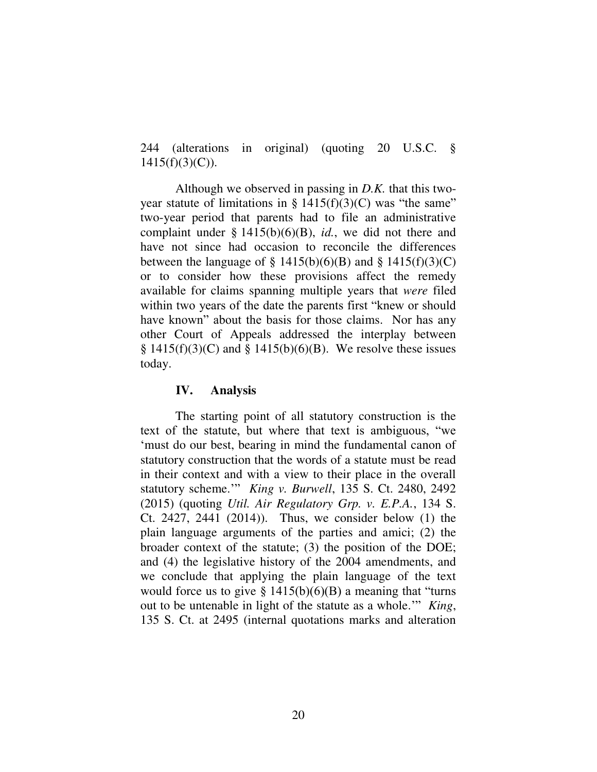244 (alterations in original) (quoting 20 U.S.C. § 1415(f)(3)(C)).

Although we observed in passing in *D.K.* that this two-year statute of limitations in § 1415(f)(3)(C) was "the same" two-year period that parents had to file an administrative complaint under § 1415(b)(6)(B), *id.*, we did not there and have not since had occasion to reconcile the differences between the language of § 1415(b)(6)(B) and § 1415(f)(3)(C) or to consider how these provisions affect the remedy available for claims spanning multiple years that *were* filed within two years of the date the parents first "knew or should have known" about the basis for those claims. Nor has any other Court of Appeals addressed the interplay between § 1415(f)(3)(C) and § 1415(b)(6)(B). We resolve these issues today.

## IV. Analysis

The starting point of all statutory construction is the text of the statute, but where that text is ambiguous, "we 'must do our best, bearing in mind the fundamental canon of statutory construction that the words of a statute must be read in their context and with a view to their place in the overall statutory scheme.'" *King v. Burwell*, 135 S. Ct. 2480, 2492 (2015) (quoting *Util. Air Regulatory Grp. v. E.P.A.*, 134 S. Ct. 2427, 2441 (2014)). Thus, we consider below (1) the plain language arguments of the parties and amici; (2) the broader context of the statute; (3) the position of the DOE; and (4) the legislative history of the 2004 amendments, and we conclude that applying the plain language of the text would force us to give § 1415(b)(6)(B) a meaning that "turns out to be untenable in light of the statute as a whole.'" *King*, 135 S. Ct. at 2495 (internal quotations marks and alteration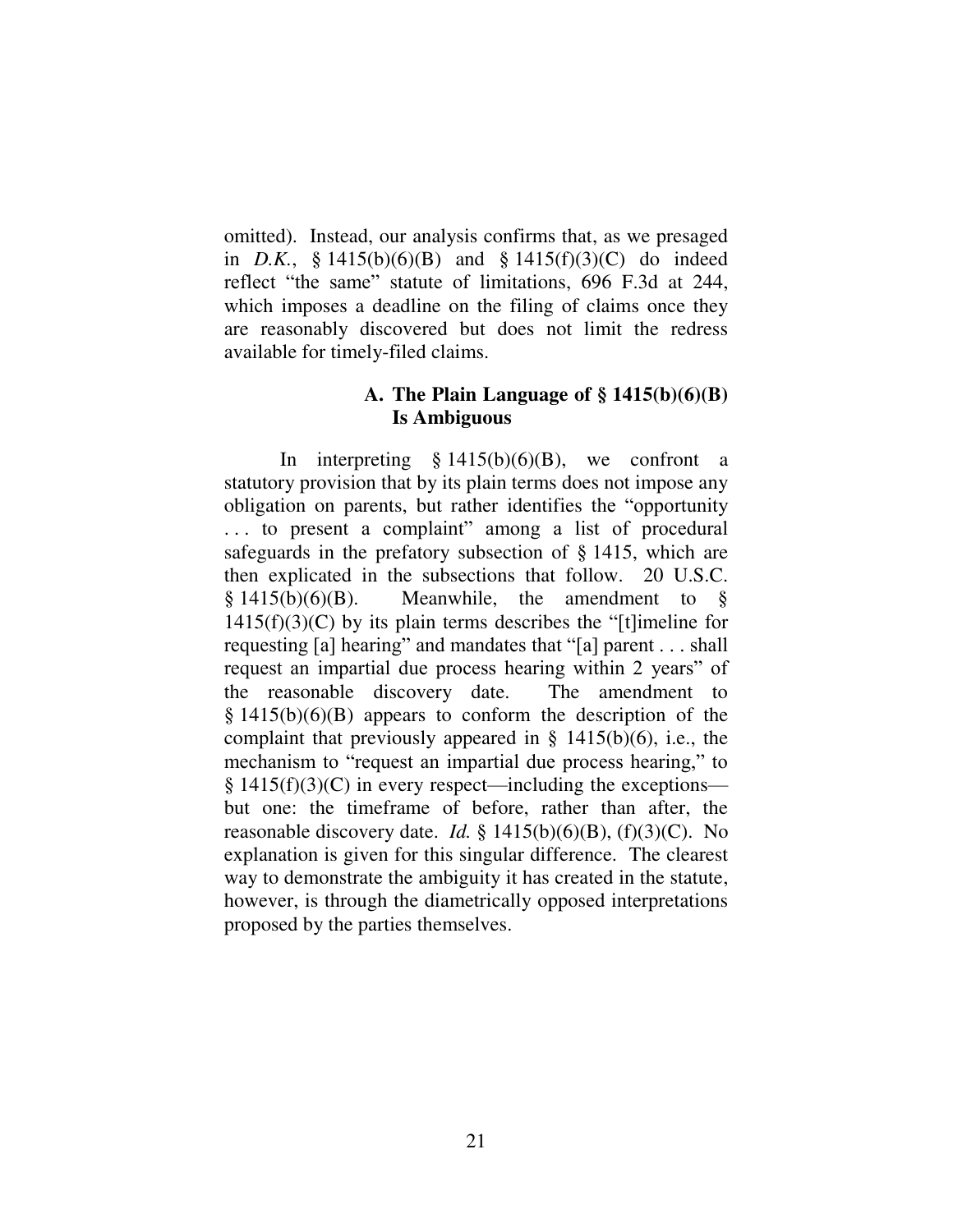omitted). Instead, our analysis confirms that, as we presaged in *D.K.*, § 1415(b)(6)(B) and § 1415(f)(3)(C) do indeed reflect "the same" statute of limitations, 696 F.3d at 244, which imposes a deadline on the filing of claims once they are reasonably discovered but does not limit the redress available for timely-filed claims.

### A. The Plain Language of § 1415(b)(6)(B) Is Ambiguous

In interpreting § 1415(b)(6)(B), we confront a statutory provision that by its plain terms does not impose any obligation on parents, but rather identifies the "opportunity . . . to present a complaint" among a list of procedural safeguards in the prefatory subsection of § 1415, which are then explicated in the subsections that follow. 20 U.S.C. § 1415(b)(6)(B). Meanwhile, the amendment to § 1415(f)(3)(C) by its plain terms describes the "[t]imeline for requesting [a] hearing" and mandates that "[a] parent . . . shall request an impartial due process hearing within 2 years" of the reasonable discovery date. The amendment to § 1415(b)(6)(B) appears to conform the description of the complaint that previously appeared in § 1415(b)(6), i.e., the mechanism to "request an impartial due process hearing," to § 1415(f)(3)(C) in every respect—including the exceptions—but one: the timeframe of before, rather than after, the reasonable discovery date. *Id.* § 1415(b)(6)(B), (f)(3)(C). No explanation is given for this singular difference. The clearest way to demonstrate the ambiguity it has created in the statute, however, is through the diametrically opposed interpretations proposed by the parties themselves.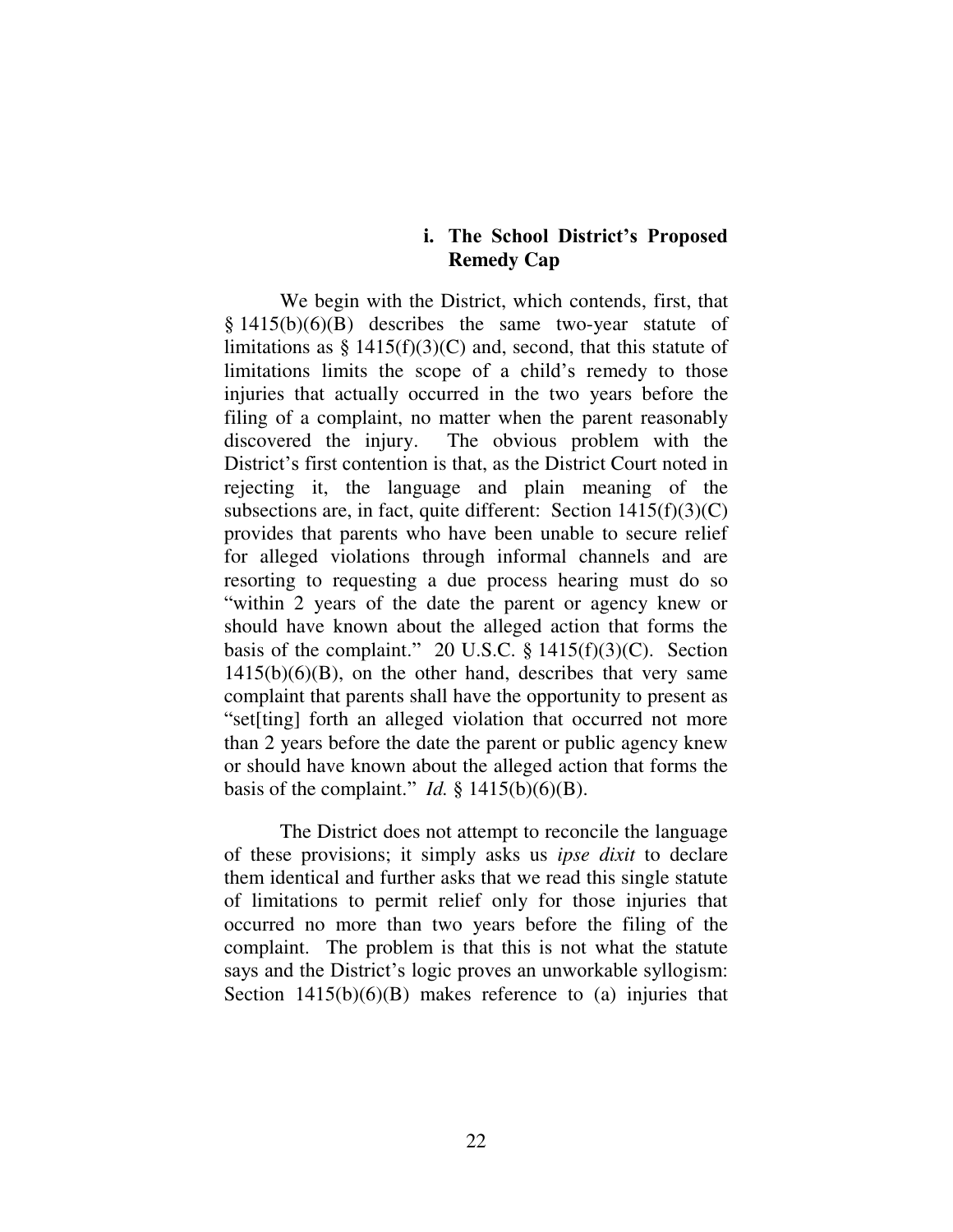#### i. The School District's Proposed Remedy Cap

We begin with the District, which contends, first, that § 1415(b)(6)(B) describes the same two-year statute of limitations as § 1415(f)(3)(C) and, second, that this statute of limitations limits the scope of a child's remedy to those injuries that actually occurred in the two years before the filing of a complaint, no matter when the parent reasonably discovered the injury. The obvious problem with the District's first contention is that, as the District Court noted in rejecting it, the language and plain meaning of the subsections are, in fact, quite different: Section 1415(f)(3)(C) provides that parents who have been unable to secure relief for alleged violations through informal channels and are resorting to requesting a due process hearing must do so "within 2 years of the date the parent or agency knew or should have known about the alleged action that forms the basis of the complaint." 20 U.S.C. § 1415(f)(3)(C). Section 1415(b)(6)(B), on the other hand, describes that very same complaint that parents shall have the opportunity to present as "set[ting] forth an alleged violation that occurred not more than 2 years before the date the parent or public agency knew or should have known about the alleged action that forms the basis of the complaint." *Id.* § 1415(b)(6)(B).

The District does not attempt to reconcile the language of these provisions; it simply asks us *ipse dixit* to declare them identical and further asks that we read this single statute of limitations to permit relief only for those injuries that occurred no more than two years before the filing of the complaint. The problem is that this is not what the statute says and the District's logic proves an unworkable syllogism: Section 1415(b)(6)(B) makes reference to (a) injuries that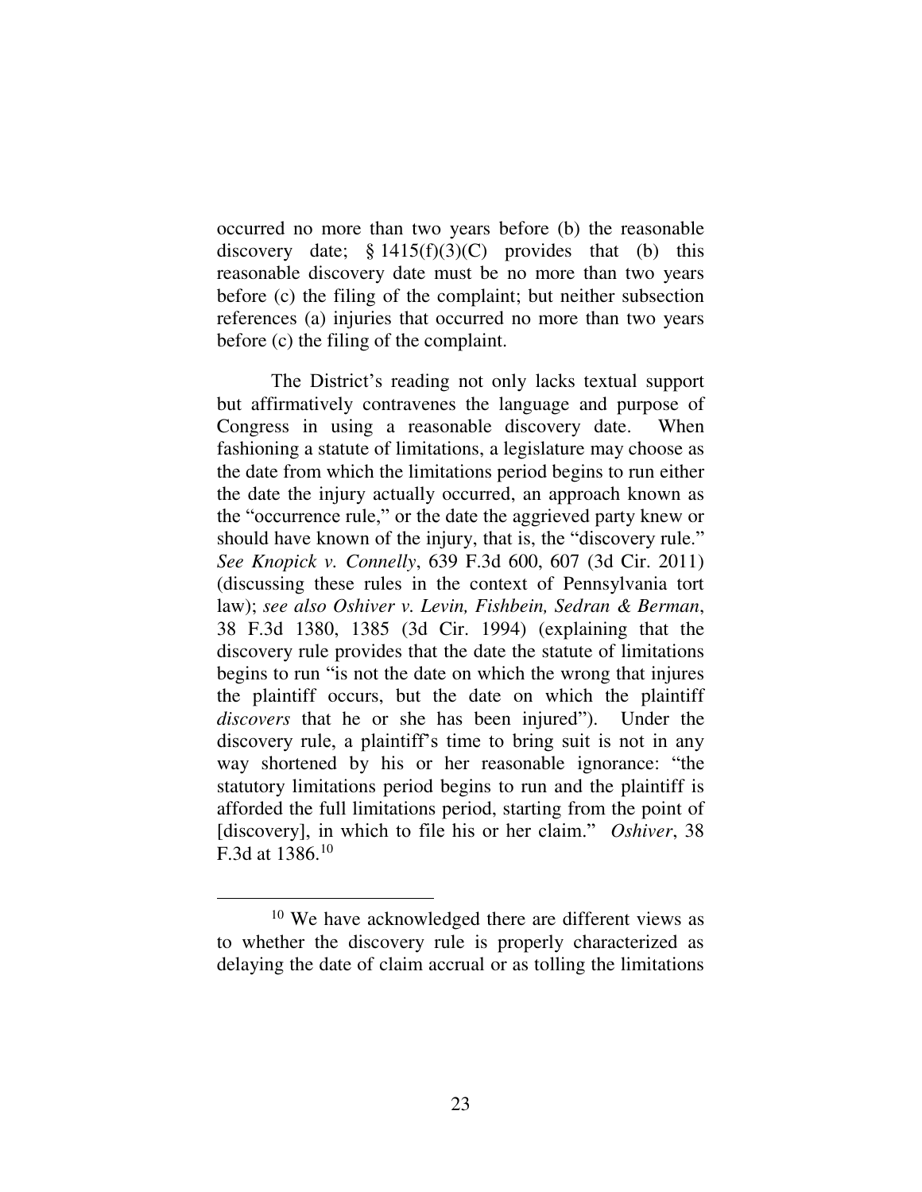occurred no more than two years before (b) the reasonable discovery date; § 1415(f)(3)(C) provides that (b) this reasonable discovery date must be no more than two years before (c) the filing of the complaint; but neither subsection references (a) injuries that occurred no more than two years before (c) the filing of the complaint.

The District's reading not only lacks textual support but affirmatively contravenes the language and purpose of Congress in using a reasonable discovery date. When fashioning a statute of limitations, a legislature may choose as the date from which the limitations period begins to run either the date the injury actually occurred, an approach known as the "occurrence rule," or the date the aggrieved party knew or should have known of the injury, that is, the "discovery rule." *See Knopick v. Connelly*, 639 F.3d 600, 607 (3d Cir. 2011) (discussing these rules in the context of Pennsylvania tort law); *see also Oshiver v. Levin, Fishbein, Sedran & Berman*, 38 F.3d 1380, 1385 (3d Cir. 1994) (explaining that the discovery rule provides that the date the statute of limitations begins to run "is not the date on which the wrong that injures the plaintiff occurs, but the date on which the plaintiff *discovers* that he or she has been injured"). Under the discovery rule, a plaintiff's time to bring suit is not in any way shortened by his or her reasonable ignorance: "the statutory limitations period begins to run and the plaintiff is afforded the full limitations period, starting from the point of [discovery], in which to file his or her claim." *Oshiver*, 38 F.3d at 1386.[10]

[10] We have acknowledged there are different views as to whether the discovery rule is properly characterized as delaying the date of claim accrual or as tolling the limitations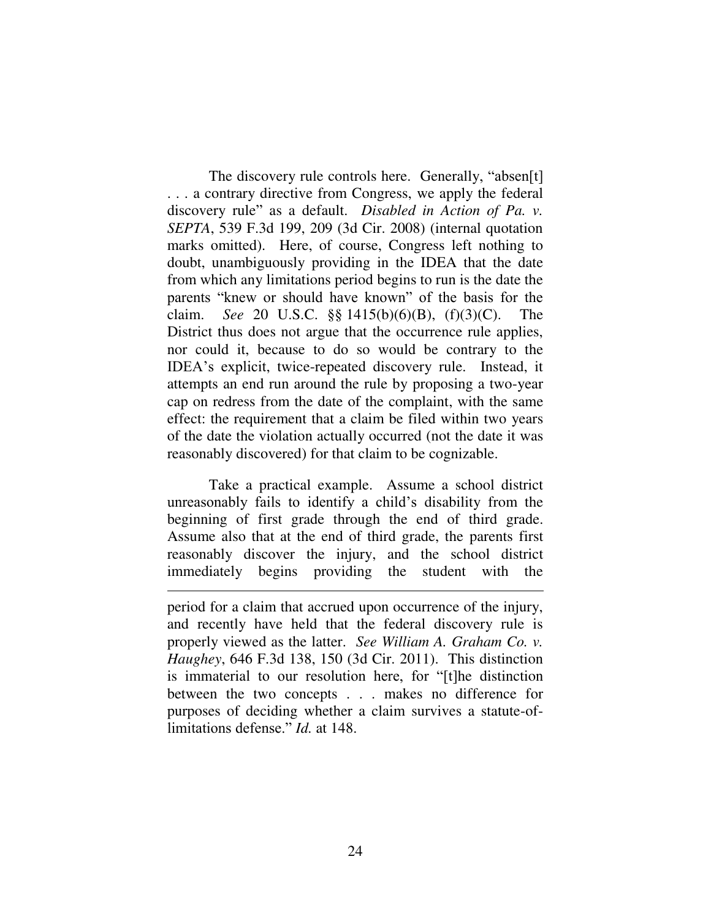The discovery rule controls here. Generally, "absen[t] . . . a contrary directive from Congress, we apply the federal discovery rule" as a default. *Disabled in Action of Pa. v. SEPTA*, 539 F.3d 199, 209 (3d Cir. 2008) (internal quotation marks omitted). Here, of course, Congress left nothing to doubt, unambiguously providing in the IDEA that the date from which any limitations period begins to run is the date the parents "knew or should have known" of the basis for the claim. *See* 20 U.S.C. §§ 1415(b)(6)(B), (f)(3)(C). The District thus does not argue that the occurrence rule applies, nor could it, because to do so would be contrary to the IDEA's explicit, twice-repeated discovery rule. Instead, it attempts an end run around the rule by proposing a two-year cap on redress from the date of the complaint, with the same effect: the requirement that a claim be filed within two years of the date the violation actually occurred (not the date it was reasonably discovered) for that claim to be cognizable.

Take a practical example. Assume a school district unreasonably fails to identify a child's disability from the beginning of first grade through the end of third grade. Assume also that at the end of third grade, the parents first reasonably discover the injury, and the school district immediately begins providing the student with the

---

period for a claim that accrued upon occurrence of the injury, and recently have held that the federal discovery rule is properly viewed as the latter. *See William A. Graham Co. v. Haughey*, 646 F.3d 138, 150 (3d Cir. 2011). This distinction is immaterial to our resolution here, for "[t]he distinction between the two concepts . . . makes no difference for purposes of deciding whether a claim survives a statute-of-limitations defense." *Id.* at 148.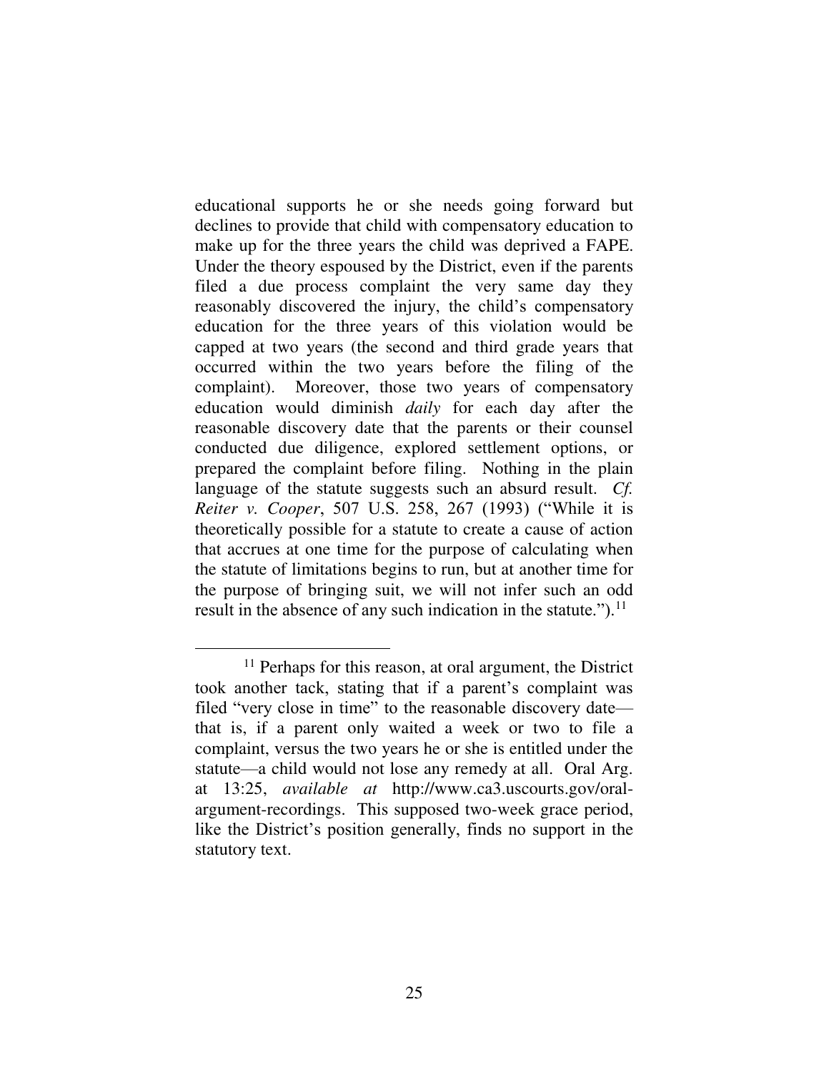educational supports he or she needs going forward but declines to provide that child with compensatory education to make up for the three years the child was deprived a FAPE. Under the theory espoused by the District, even if the parents filed a due process complaint the very same day they reasonably discovered the injury, the child's compensatory education for the three years of this violation would be capped at two years (the second and third grade years that occurred within the two years before the filing of the complaint). Moreover, those two years of compensatory education would diminish *daily* for each day after the reasonable discovery date that the parents or their counsel conducted due diligence, explored settlement options, or prepared the complaint before filing. Nothing in the plain language of the statute suggests such an absurd result. *Cf. Reiter v. Cooper*, 507 U.S. 258, 267 (1993) ("While it is theoretically possible for a statute to create a cause of action that accrues at one time for the purpose of calculating when the statute of limitations begins to run, but at another time for the purpose of bringing suit, we will not infer such an odd result in the absence of any such indication in the statute.").[11]

---

[11] Perhaps for this reason, at oral argument, the District took another tack, stating that if a parent's complaint was filed "very close in time" to the reasonable discovery date—that is, if a parent only waited a week or two to file a complaint, versus the two years he or she is entitled under the statute—a child would not lose any remedy at all. Oral Arg. at 13:25, *available at* http://www.ca3.uscourts.gov/oral-argument-recordings. This supposed two-week grace period, like the District's position generally, finds no support in the statutory text.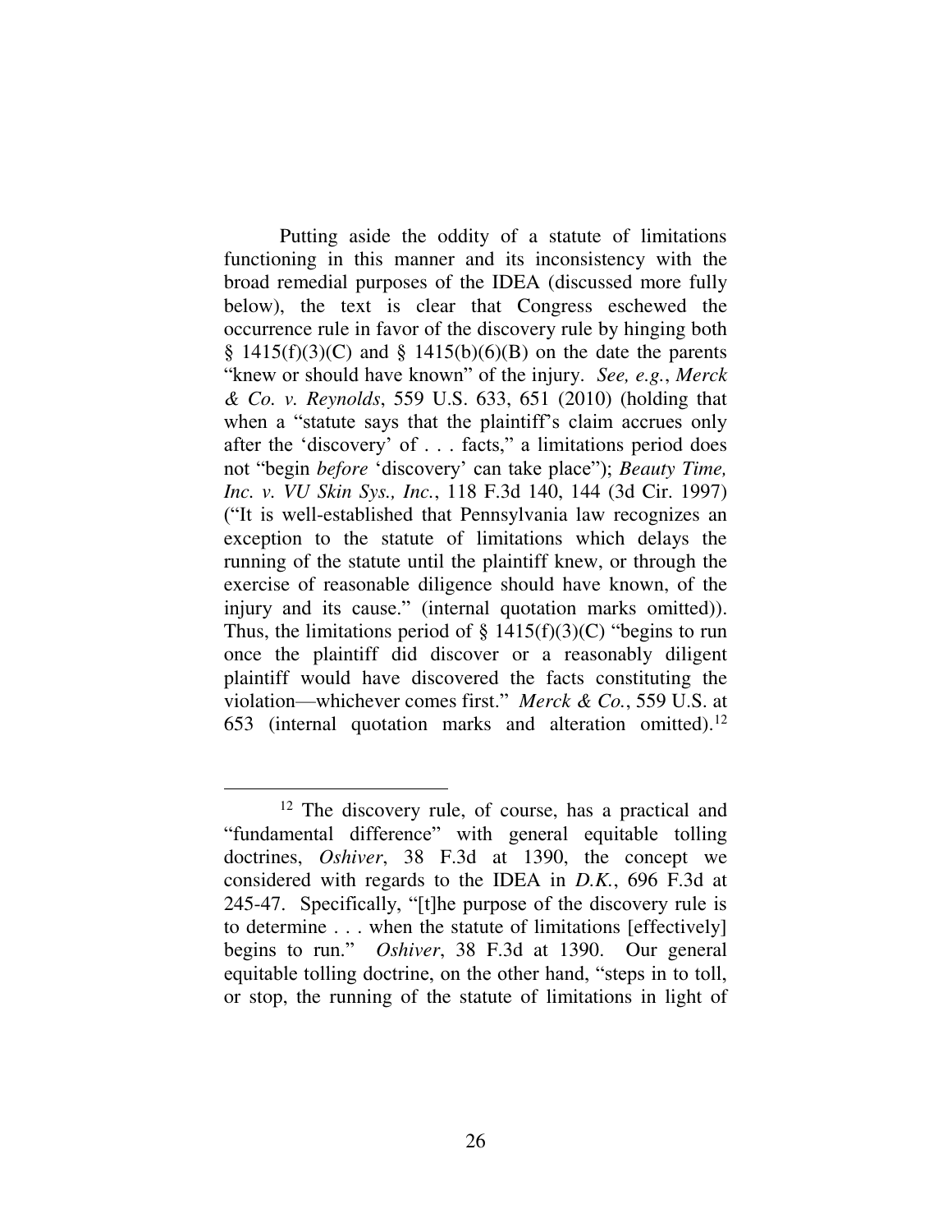Putting aside the oddity of a statute of limitations functioning in this manner and its inconsistency with the broad remedial purposes of the IDEA (discussed more fully below), the text is clear that Congress eschewed the occurrence rule in favor of the discovery rule by hinging both § 1415(f)(3)(C) and § 1415(b)(6)(B) on the date the parents "knew or should have known" of the injury. *See, e.g.*, *Merck & Co. v. Reynolds*, 559 U.S. 633, 651 (2010) (holding that when a "statute says that the plaintiff's claim accrues only after the 'discovery' of . . . facts," a limitations period does not "begin *before* 'discovery' can take place"); *Beauty Time, Inc. v. VU Skin Sys., Inc.*, 118 F.3d 140, 144 (3d Cir. 1997) ("It is well-established that Pennsylvania law recognizes an exception to the statute of limitations which delays the running of the statute until the plaintiff knew, or through the exercise of reasonable diligence should have known, of the injury and its cause." (internal quotation marks omitted)). Thus, the limitations period of § 1415(f)(3)(C) "begins to run once the plaintiff did discover or a reasonably diligent plaintiff would have discovered the facts constituting the violation—whichever comes first." *Merck & Co.*, 559 U.S. at 653 (internal quotation marks and alteration omitted).[12]

[12] The discovery rule, of course, has a practical and "fundamental difference" with general equitable tolling doctrines, *Oshiver*, 38 F.3d at 1390, the concept we considered with regards to the IDEA in *D.K.*, 696 F.3d at 245-47. Specifically, "[t]he purpose of the discovery rule is to determine . . . when the statute of limitations [effectively] begins to run." *Oshiver*, 38 F.3d at 1390. Our general equitable tolling doctrine, on the other hand, "steps in to toll, or stop, the running of the statute of limitations in light of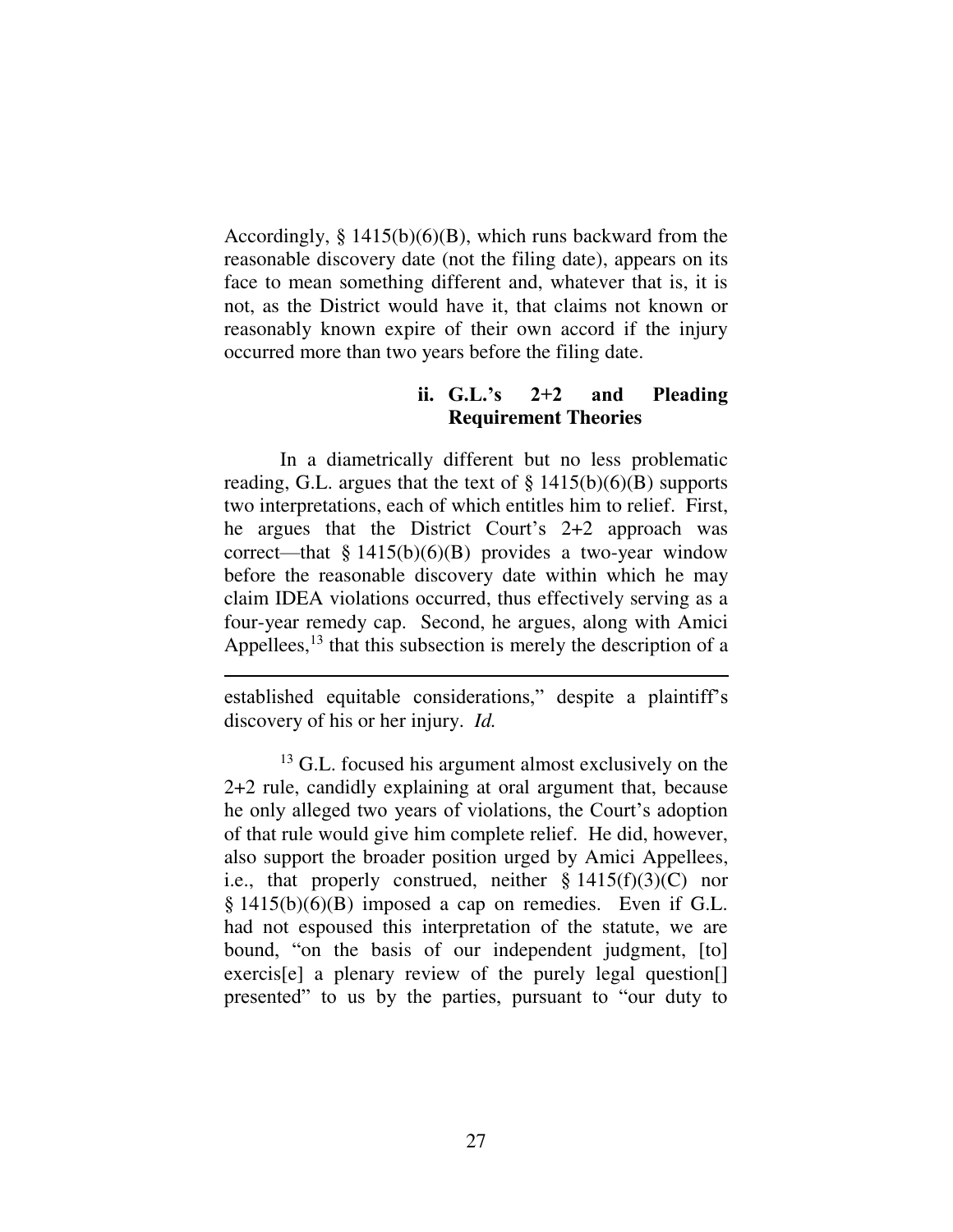Accordingly, § 1415(b)(6)(B), which runs backward from the reasonable discovery date (not the filing date), appears on its face to mean something different and, whatever that is, it is not, as the District would have it, that claims not known or reasonably known expire of their own accord if the injury occurred more than two years before the filing date.

### ii. G.L.'s 2+2 and Pleading Requirement Theories

In a diametrically different but no less problematic reading, G.L. argues that the text of § 1415(b)(6)(B) supports two interpretations, each of which entitles him to relief. First, he argues that the District Court's 2+2 approach was correct—that § 1415(b)(6)(B) provides a two-year window before the reasonable discovery date within which he may claim IDEA violations occurred, thus effectively serving as a four-year remedy cap. Second, he argues, along with Amici Appellees,[13] that this subsection is merely the description of a

---

established equitable considerations," despite a plaintiff's discovery of his or her injury. *Id.*

[13] G.L. focused his argument almost exclusively on the 2+2 rule, candidly explaining at oral argument that, because he only alleged two years of violations, the Court's adoption of that rule would give him complete relief. He did, however, also support the broader position urged by Amici Appellees, i.e., that properly construed, neither § 1415(f)(3)(C) nor § 1415(b)(6)(B) imposed a cap on remedies. Even if G.L. had not espoused this interpretation of the statute, we are bound, "on the basis of our independent judgment, [to] exercis[e] a plenary review of the purely legal question[] presented" to us by the parties, pursuant to "our duty to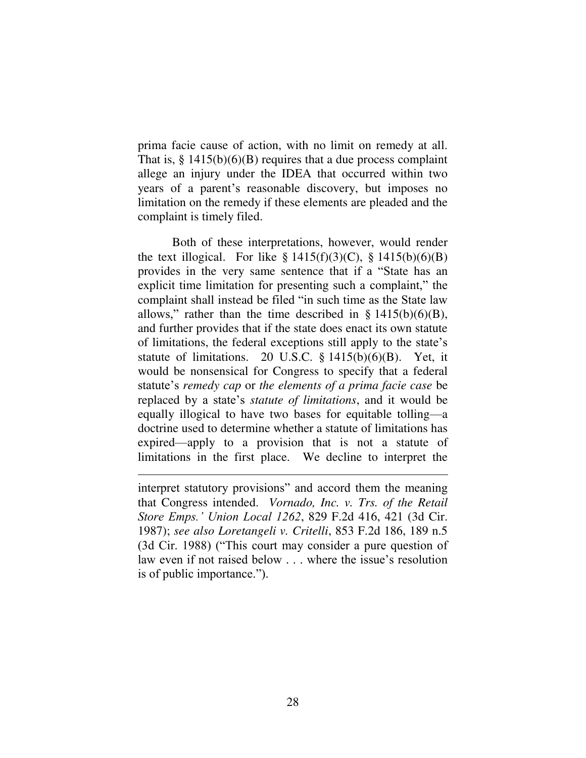prima facie cause of action, with no limit on remedy at all. That is, § 1415(b)(6)(B) requires that a due process complaint allege an injury under the IDEA that occurred within two years of a parent's reasonable discovery, but imposes no limitation on the remedy if these elements are pleaded and the complaint is timely filed.

Both of these interpretations, however, would render the text illogical. For like § 1415(f)(3)(C), § 1415(b)(6)(B) provides in the very same sentence that if a "State has an explicit time limitation for presenting such a complaint," the complaint shall instead be filed "in such time as the State law allows," rather than the time described in § 1415(b)(6)(B), and further provides that if the state does enact its own statute of limitations, the federal exceptions still apply to the state's statute of limitations. 20 U.S.C. § 1415(b)(6)(B). Yet, it would be nonsensical for Congress to specify that a federal statute's *remedy cap* or *the elements of a prima facie case* be replaced by a state's *statute of limitations*, and it would be equally illogical to have two bases for equitable tolling—a doctrine used to determine whether a statute of limitations has expired—apply to a provision that is not a statute of limitations in the first place. We decline to interpret the

---

interpret statutory provisions" and accord them the meaning that Congress intended. *Vornado, Inc. v. Trs. of the Retail Store Emps.' Union Local 1262*, 829 F.2d 416, 421 (3d Cir. 1987); *see also Loretangeli v. Critelli*, 853 F.2d 186, 189 n.5 (3d Cir. 1988) ("This court may consider a pure question of law even if not raised below . . . where the issue's resolution is of public importance.").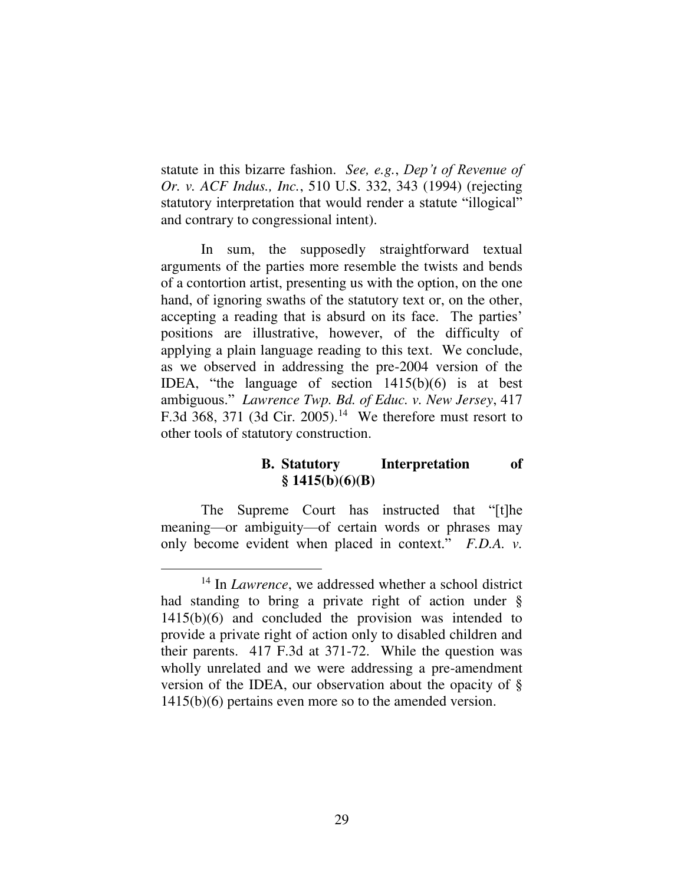statute in this bizarre fashion. *See, e.g.*, *Dep't of Revenue of Or. v. ACF Indus., Inc.*, 510 U.S. 332, 343 (1994) (rejecting statutory interpretation that would render a statute "illogical" and contrary to congressional intent).

In sum, the supposedly straightforward textual arguments of the parties more resemble the twists and bends of a contortion artist, presenting us with the option, on the one hand, of ignoring swaths of the statutory text or, on the other, accepting a reading that is absurd on its face. The parties' positions are illustrative, however, of the difficulty of applying a plain language reading to this text. We conclude, as we observed in addressing the pre-2004 version of the IDEA, "the language of section 1415(b)(6) is at best ambiguous." *Lawrence Twp. Bd. of Educ. v. New Jersey*, 417 F.3d 368, 371 (3d Cir. 2005).[14] We therefore must resort to other tools of statutory construction.

### B. Statutory Interpretation of § 1415(b)(6)(B)

The Supreme Court has instructed that "[t]he meaning—or ambiguity—of certain words or phrases may only become evident when placed in context." *F.D.A. v.*

---

[14] In *Lawrence*, we addressed whether a school district had standing to bring a private right of action under § 1415(b)(6) and concluded the provision was intended to provide a private right of action only to disabled children and their parents. 417 F.3d at 371-72. While the question was wholly unrelated and we were addressing a pre-amendment version of the IDEA, our observation about the opacity of § 1415(b)(6) pertains even more so to the amended version.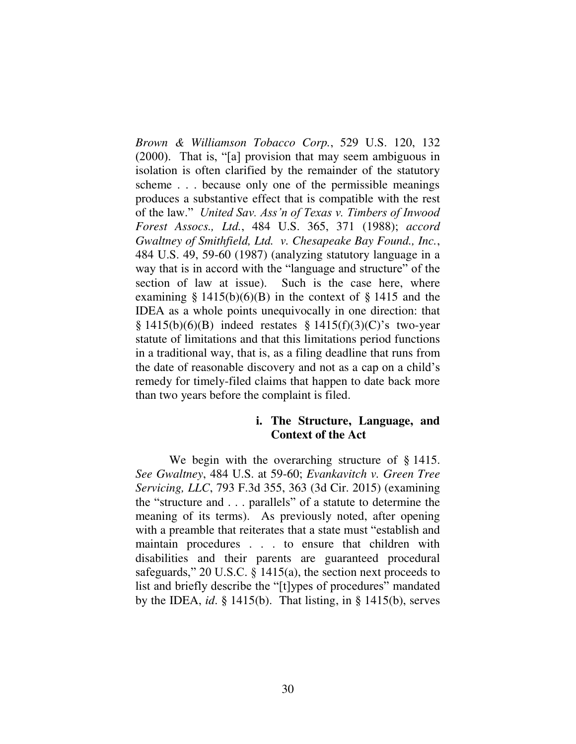*Brown & Williamson Tobacco Corp.*, 529 U.S. 120, 132 (2000). That is, "[a] provision that may seem ambiguous in isolation is often clarified by the remainder of the statutory scheme . . . because only one of the permissible meanings produces a substantive effect that is compatible with the rest of the law." *United Sav. Ass'n of Texas v. Timbers of Inwood Forest Assocs., Ltd.*, 484 U.S. 365, 371 (1988); *accord Gwaltney of Smithfield, Ltd. v. Chesapeake Bay Found., Inc.*, 484 U.S. 49, 59-60 (1987) (analyzing statutory language in a way that is in accord with the "language and structure" of the section of law at issue). Such is the case here, where examining § 1415(b)(6)(B) in the context of § 1415 and the IDEA as a whole points unequivocally in one direction: that § 1415(b)(6)(B) indeed restates § 1415(f)(3)(C)'s two-year statute of limitations and that this limitations period functions in a traditional way, that is, as a filing deadline that runs from the date of reasonable discovery and not as a cap on a child's remedy for timely-filed claims that happen to date back more than two years before the complaint is filed.

#### i. The Structure, Language, and Context of the Act

We begin with the overarching structure of § 1415. *See Gwaltney*, 484 U.S. at 59-60; *Evankavitch v. Green Tree Servicing, LLC*, 793 F.3d 355, 363 (3d Cir. 2015) (examining the "structure and . . . parallels" of a statute to determine the meaning of its terms). As previously noted, after opening with a preamble that reiterates that a state must "establish and maintain procedures . . . to ensure that children with disabilities and their parents are guaranteed procedural safeguards," 20 U.S.C. § 1415(a), the section next proceeds to list and briefly describe the "[t]ypes of procedures" mandated by the IDEA, *id*. § 1415(b). That listing, in § 1415(b), serves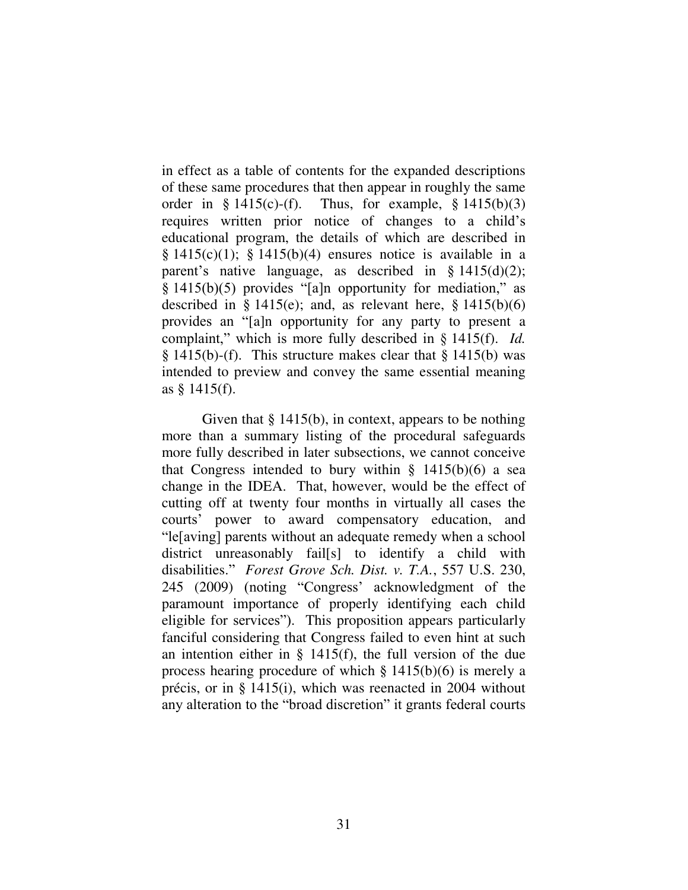in effect as a table of contents for the expanded descriptions of these same procedures that then appear in roughly the same order in § 1415(c)-(f). Thus, for example, § 1415(b)(3) requires written prior notice of changes to a child's educational program, the details of which are described in § 1415(c)(1); § 1415(b)(4) ensures notice is available in a parent's native language, as described in § 1415(d)(2); § 1415(b)(5) provides "[a]n opportunity for mediation," as described in § 1415(e); and, as relevant here, § 1415(b)(6) provides an "[a]n opportunity for any party to present a complaint," which is more fully described in § 1415(f). *Id.* § 1415(b)-(f). This structure makes clear that § 1415(b) was intended to preview and convey the same essential meaning as § 1415(f).

Given that § 1415(b), in context, appears to be nothing more than a summary listing of the procedural safeguards more fully described in later subsections, we cannot conceive that Congress intended to bury within § 1415(b)(6) a sea change in the IDEA. That, however, would be the effect of cutting off at twenty four months in virtually all cases the courts' power to award compensatory education, and "le[aving] parents without an adequate remedy when a school district unreasonably fail[s] to identify a child with disabilities." *Forest Grove Sch. Dist. v. T.A.*, 557 U.S. 230, 245 (2009) (noting "Congress' acknowledgment of the paramount importance of properly identifying each child eligible for services"). This proposition appears particularly fanciful considering that Congress failed to even hint at such an intention either in § 1415(f), the full version of the due process hearing procedure of which § 1415(b)(6) is merely a précis, or in § 1415(i), which was reenacted in 2004 without any alteration to the "broad discretion" it grants federal courts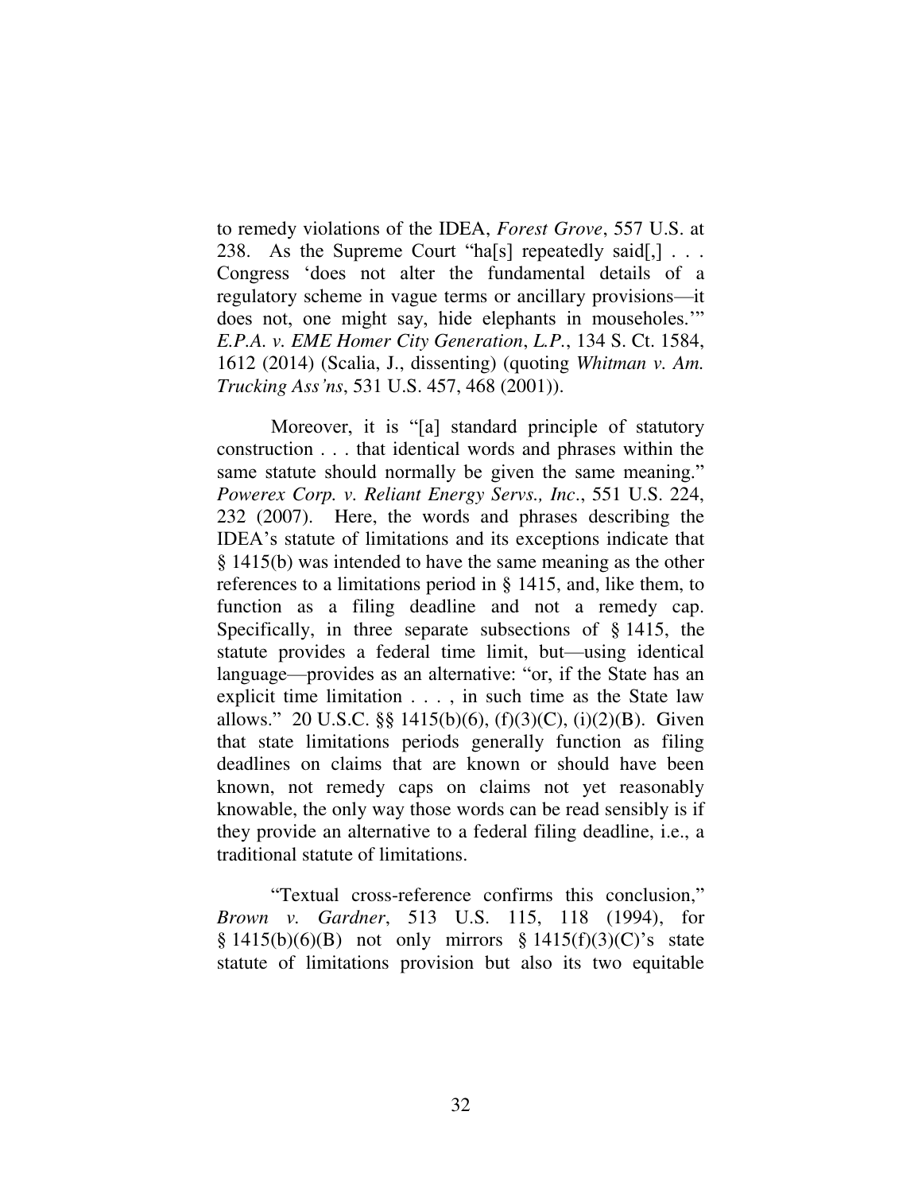to remedy violations of the IDEA, *Forest Grove*, 557 U.S. at 238. As the Supreme Court "ha[s] repeatedly said[,] . . . Congress 'does not alter the fundamental details of a regulatory scheme in vague terms or ancillary provisions—it does not, one might say, hide elephants in mouseholes.'" *E.P.A. v. EME Homer City Generation*, *L.P.*, 134 S. Ct. 1584, 1612 (2014) (Scalia, J., dissenting) (quoting *Whitman v. Am. Trucking Ass'ns*, 531 U.S. 457, 468 (2001)).

Moreover, it is "[a] standard principle of statutory construction . . . that identical words and phrases within the same statute should normally be given the same meaning." *Powerex Corp. v. Reliant Energy Servs., Inc*., 551 U.S. 224, 232 (2007). Here, the words and phrases describing the IDEA's statute of limitations and its exceptions indicate that § 1415(b) was intended to have the same meaning as the other references to a limitations period in § 1415, and, like them, to function as a filing deadline and not a remedy cap. Specifically, in three separate subsections of § 1415, the statute provides a federal time limit, but—using identical language—provides as an alternative: "or, if the State has an explicit time limitation . . . , in such time as the State law allows." 20 U.S.C. §§ 1415(b)(6), (f)(3)(C), (i)(2)(B). Given that state limitations periods generally function as filing deadlines on claims that are known or should have been known, not remedy caps on claims not yet reasonably knowable, the only way those words can be read sensibly is if they provide an alternative to a federal filing deadline, i.e., a traditional statute of limitations.

"Textual cross-reference confirms this conclusion," *Brown v. Gardner*, 513 U.S. 115, 118 (1994), for § 1415(b)(6)(B) not only mirrors § 1415(f)(3)(C)'s state statute of limitations provision but also its two equitable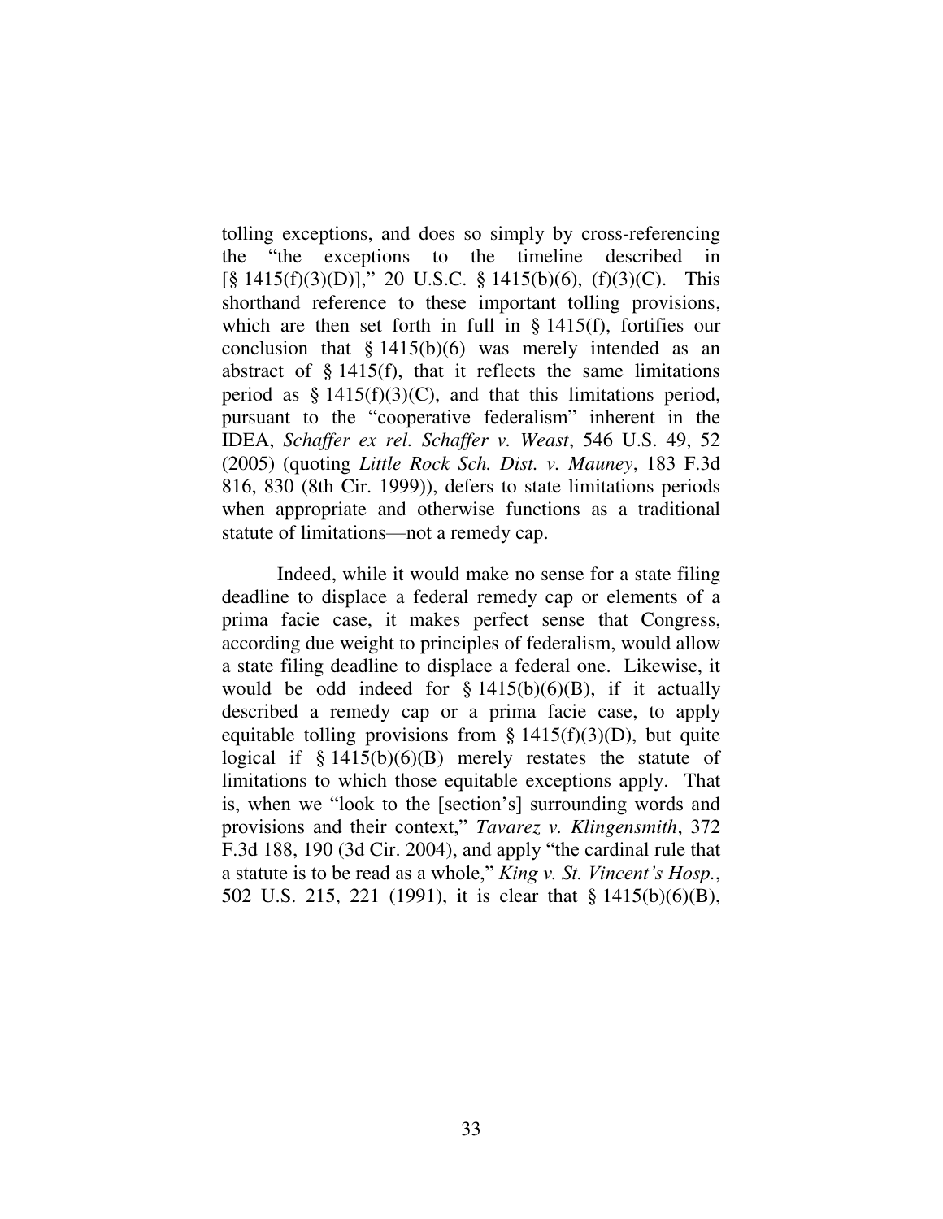tolling exceptions, and does so simply by cross-referencing the "the exceptions to the timeline described in [§ 1415(f)(3)(D)]," 20 U.S.C. § 1415(b)(6), (f)(3)(C). This shorthand reference to these important tolling provisions, which are then set forth in full in § 1415(f), fortifies our conclusion that § 1415(b)(6) was merely intended as an abstract of § 1415(f), that it reflects the same limitations period as § 1415(f)(3)(C), and that this limitations period, pursuant to the "cooperative federalism" inherent in the IDEA, *Schaffer ex rel. Schaffer v. Weast*, 546 U.S. 49, 52 (2005) (quoting *Little Rock Sch. Dist. v. Mauney*, 183 F.3d 816, 830 (8th Cir. 1999)), defers to state limitations periods when appropriate and otherwise functions as a traditional statute of limitations—not a remedy cap.

Indeed, while it would make no sense for a state filing deadline to displace a federal remedy cap or elements of a prima facie case, it makes perfect sense that Congress, according due weight to principles of federalism, would allow a state filing deadline to displace a federal one. Likewise, it would be odd indeed for § 1415(b)(6)(B), if it actually described a remedy cap or a prima facie case, to apply equitable tolling provisions from § 1415(f)(3)(D), but quite logical if § 1415(b)(6)(B) merely restates the statute of limitations to which those equitable exceptions apply. That is, when we "look to the [section's] surrounding words and provisions and their context," *Tavarez v. Klingensmith*, 372 F.3d 188, 190 (3d Cir. 2004), and apply "the cardinal rule that a statute is to be read as a whole," *King v. St. Vincent's Hosp.*, 502 U.S. 215, 221 (1991), it is clear that § 1415(b)(6)(B),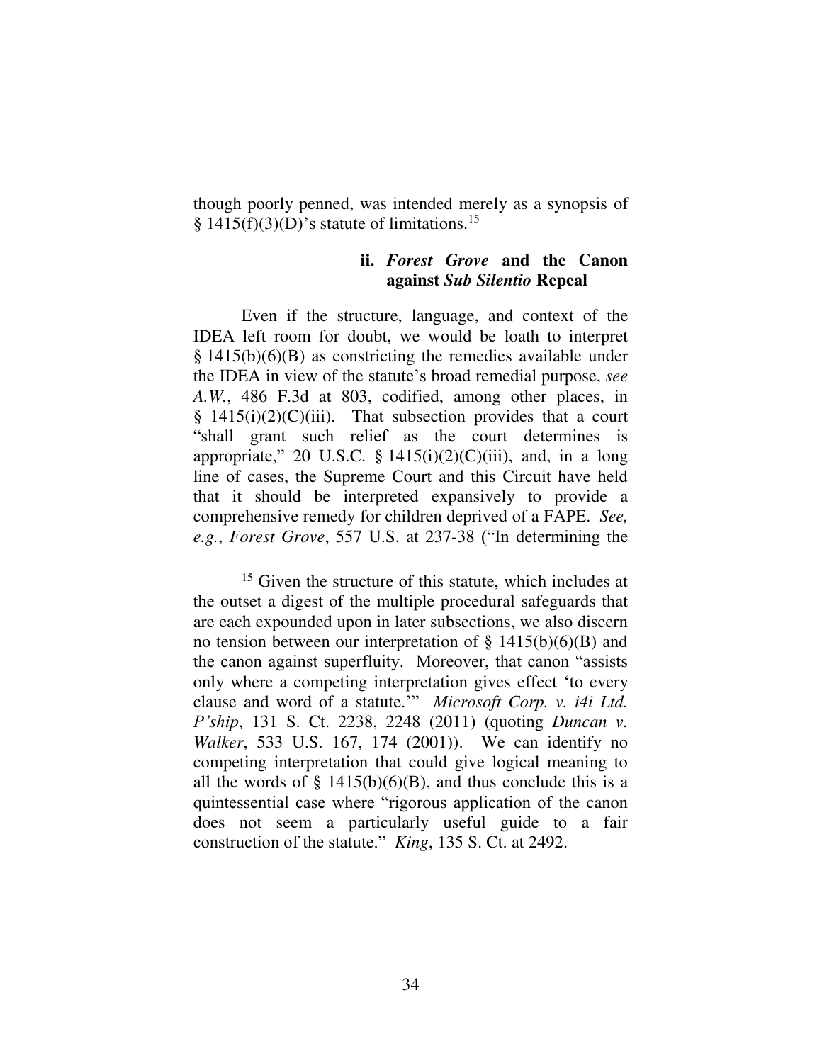though poorly penned, was intended merely as a synopsis of § 1415(f)(3)(D)'s statute of limitations.[15]

#### ii. *Forest Grove* and the Canon against *Sub Silentio* Repeal

Even if the structure, language, and context of the IDEA left room for doubt, we would be loath to interpret § 1415(b)(6)(B) as constricting the remedies available under the IDEA in view of the statute's broad remedial purpose, *see A.W.*, 486 F.3d at 803, codified, among other places, in § 1415(i)(2)(C)(iii). That subsection provides that a court "shall grant such relief as the court determines is appropriate," 20 U.S.C. § 1415(i)(2)(C)(iii), and, in a long line of cases, the Supreme Court and this Circuit have held that it should be interpreted expansively to provide a comprehensive remedy for children deprived of a FAPE. *See, e.g.*, *Forest Grove*, 557 U.S. at 237-38 ("In determining the

---

[15] Given the structure of this statute, which includes at the outset a digest of the multiple procedural safeguards that are each expounded upon in later subsections, we also discern no tension between our interpretation of § 1415(b)(6)(B) and the canon against superfluity. Moreover, that canon "assists only where a competing interpretation gives effect 'to every clause and word of a statute.'" *Microsoft Corp. v. i4i Ltd. P'ship*, 131 S. Ct. 2238, 2248 (2011) (quoting *Duncan v. Walker*, 533 U.S. 167, 174 (2001)). We can identify no competing interpretation that could give logical meaning to all the words of § 1415(b)(6)(B), and thus conclude this is a quintessential case where "rigorous application of the canon does not seem a particularly useful guide to a fair construction of the statute." *King*, 135 S. Ct. at 2492.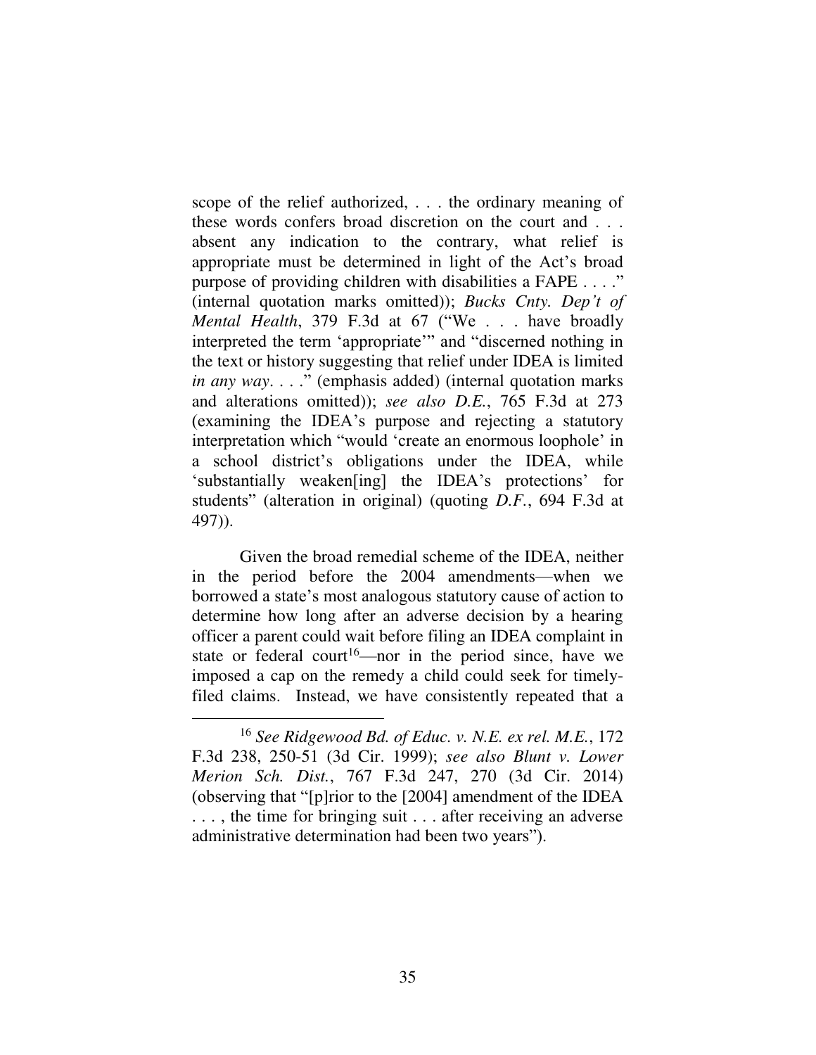scope of the relief authorized, . . . the ordinary meaning of these words confers broad discretion on the court and . . . absent any indication to the contrary, what relief is appropriate must be determined in light of the Act's broad purpose of providing children with disabilities a FAPE . . . ." (internal quotation marks omitted)); *Bucks Cnty. Dep't of Mental Health*, 379 F.3d at 67 ("We . . . have broadly interpreted the term 'appropriate'" and "discerned nothing in the text or history suggesting that relief under IDEA is limited *in any way*. . . ." (emphasis added) (internal quotation marks and alterations omitted)); *see also D.E.*, 765 F.3d at 273 (examining the IDEA's purpose and rejecting a statutory interpretation which "would 'create an enormous loophole' in a school district's obligations under the IDEA, while 'substantially weaken[ing] the IDEA's protections' for students" (alteration in original) (quoting *D.F.*, 694 F.3d at 497)).

Given the broad remedial scheme of the IDEA, neither in the period before the 2004 amendments—when we borrowed a state's most analogous statutory cause of action to determine how long after an adverse decision by a hearing officer a parent could wait before filing an IDEA complaint in state or federal court[16]—nor in the period since, have we imposed a cap on the remedy a child could seek for timely-filed claims. Instead, we have consistently repeated that a

[16] *See Ridgewood Bd. of Educ. v. N.E. ex rel. M.E.*, 172 F.3d 238, 250-51 (3d Cir. 1999); *see also Blunt v. Lower Merion Sch. Dist.*, 767 F.3d 247, 270 (3d Cir. 2014) (observing that "[p]rior to the [2004] amendment of the IDEA . . . , the time for bringing suit . . . after receiving an adverse administrative determination had been two years").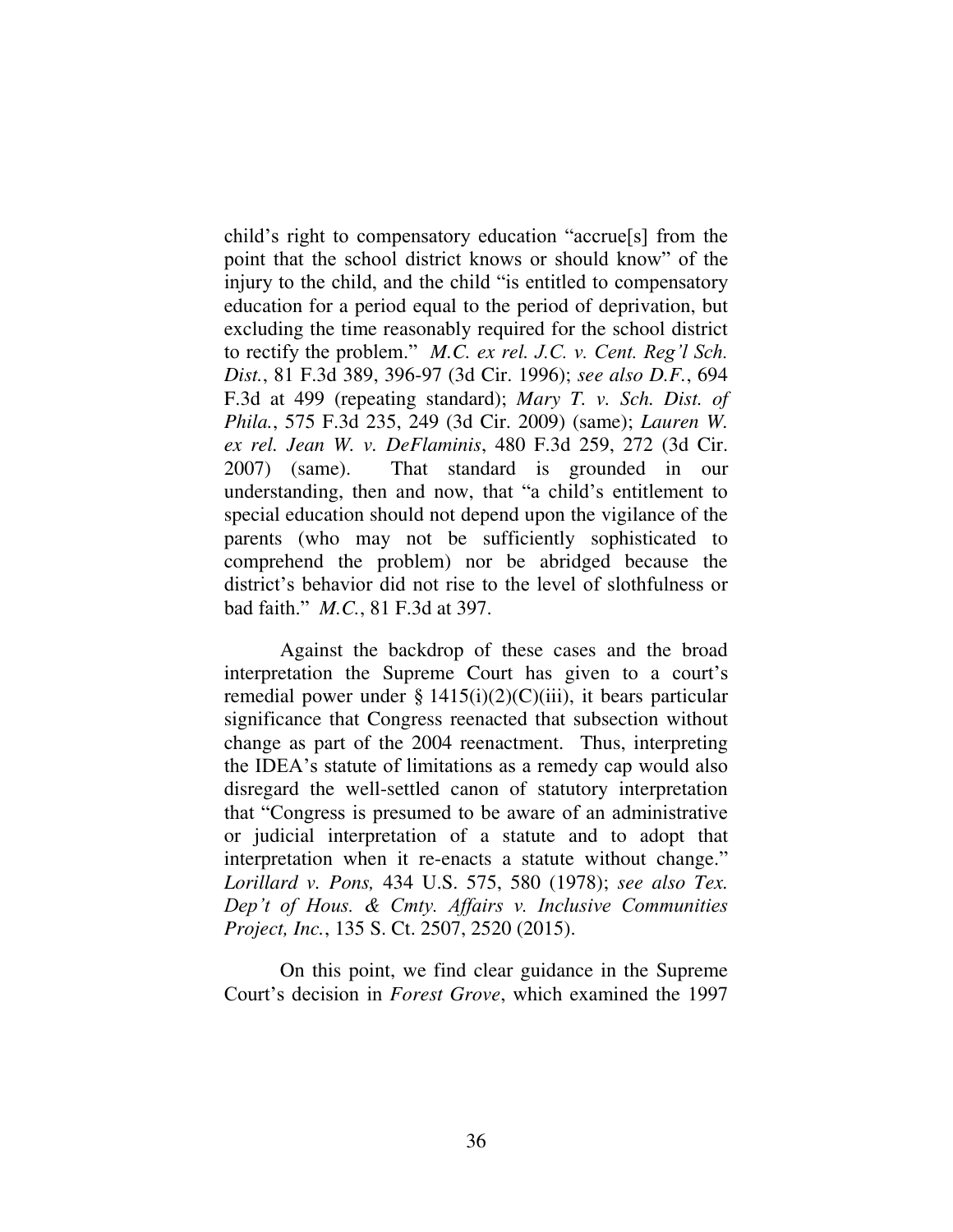child's right to compensatory education "accrue[s] from the point that the school district knows or should know" of the injury to the child, and the child "is entitled to compensatory education for a period equal to the period of deprivation, but excluding the time reasonably required for the school district to rectify the problem." *M.C. ex rel. J.C. v. Cent. Reg'l Sch. Dist.*, 81 F.3d 389, 396-97 (3d Cir. 1996); *see also D.F.*, 694 F.3d at 499 (repeating standard); *Mary T. v. Sch. Dist. of Phila.*, 575 F.3d 235, 249 (3d Cir. 2009) (same); *Lauren W. ex rel. Jean W. v. DeFlaminis*, 480 F.3d 259, 272 (3d Cir. 2007) (same). That standard is grounded in our understanding, then and now, that "a child's entitlement to special education should not depend upon the vigilance of the parents (who may not be sufficiently sophisticated to comprehend the problem) nor be abridged because the district's behavior did not rise to the level of slothfulness or bad faith." *M.C.*, 81 F.3d at 397.

Against the backdrop of these cases and the broad interpretation the Supreme Court has given to a court's remedial power under § 1415(i)(2)(C)(iii), it bears particular significance that Congress reenacted that subsection without change as part of the 2004 reenactment. Thus, interpreting the IDEA's statute of limitations as a remedy cap would also disregard the well-settled canon of statutory interpretation that "Congress is presumed to be aware of an administrative or judicial interpretation of a statute and to adopt that interpretation when it re-enacts a statute without change." *Lorillard v. Pons,* 434 U.S. 575, 580 (1978); *see also Tex. Dep't of Hous. & Cmty. Affairs v. Inclusive Communities Project, Inc.*, 135 S. Ct. 2507, 2520 (2015).

On this point, we find clear guidance in the Supreme Court's decision in *Forest Grove*, which examined the 1997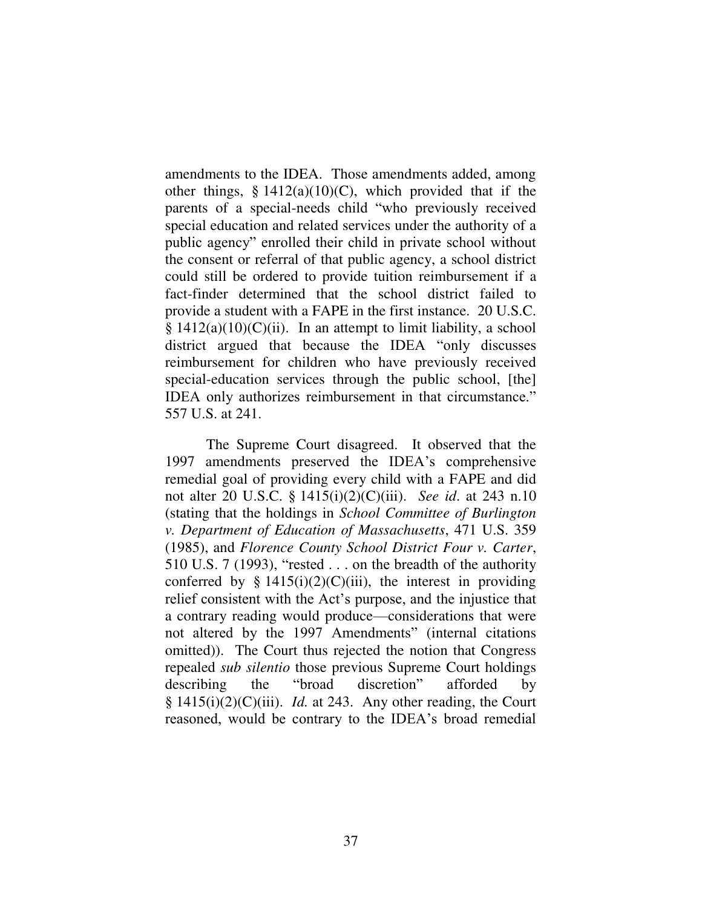amendments to the IDEA. Those amendments added, among other things, § 1412(a)(10)(C), which provided that if the parents of a special-needs child "who previously received special education and related services under the authority of a public agency" enrolled their child in private school without the consent or referral of that public agency, a school district could still be ordered to provide tuition reimbursement if a fact-finder determined that the school district failed to provide a student with a FAPE in the first instance. 20 U.S.C. § 1412(a)(10)(C)(ii). In an attempt to limit liability, a school district argued that because the IDEA "only discusses reimbursement for children who have previously received special-education services through the public school, [the] IDEA only authorizes reimbursement in that circumstance." 557 U.S. at 241.

The Supreme Court disagreed. It observed that the 1997 amendments preserved the IDEA's comprehensive remedial goal of providing every child with a FAPE and did not alter 20 U.S.C. § 1415(i)(2)(C)(iii). *See id.* at 243 n.10 (stating that the holdings in *School Committee of Burlington v. Department of Education of Massachusetts*, 471 U.S. 359 (1985), and *Florence County School District Four v. Carter*, 510 U.S. 7 (1993), "rested . . . on the breadth of the authority conferred by § 1415(i)(2)(C)(iii), the interest in providing relief consistent with the Act's purpose, and the injustice that a contrary reading would produce—considerations that were not altered by the 1997 Amendments" (internal citations omitted)). The Court thus rejected the notion that Congress repealed *sub silentio* those previous Supreme Court holdings describing the "broad discretion" afforded by § 1415(i)(2)(C)(iii). *Id.* at 243. Any other reading, the Court reasoned, would be contrary to the IDEA's broad remedial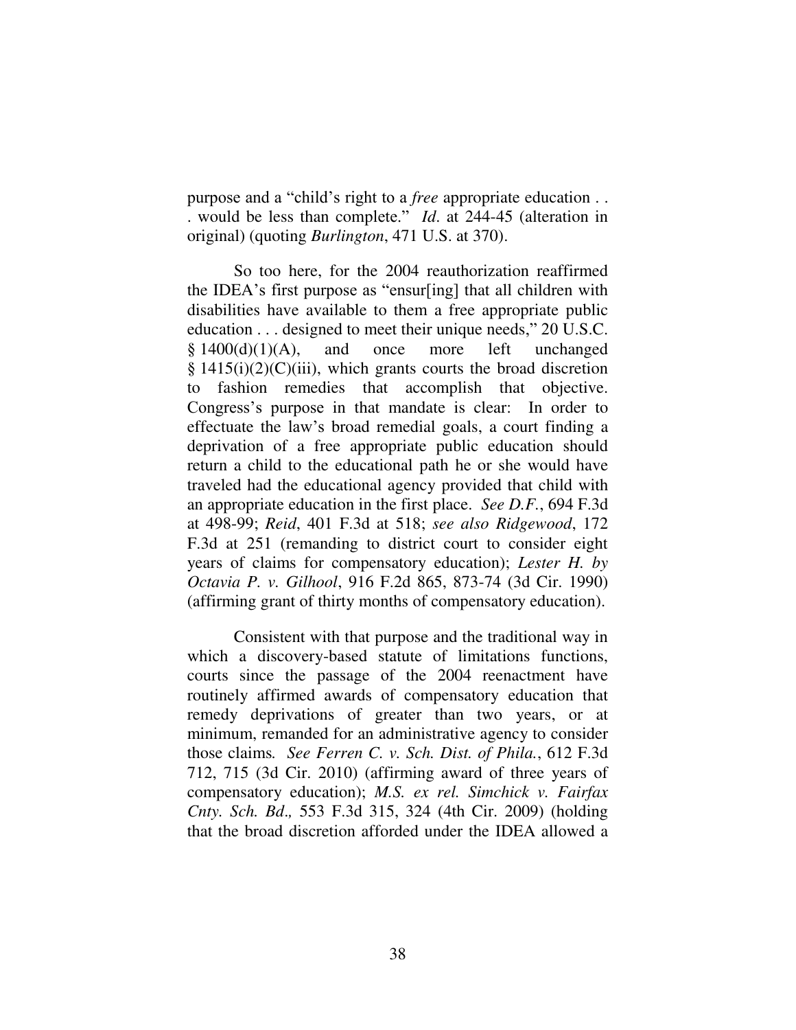purpose and a "child's right to a *free* appropriate education . . . would be less than complete." *Id.* at 244-45 (alteration in original) (quoting *Burlington*, 471 U.S. at 370).

So too here, for the 2004 reauthorization reaffirmed the IDEA's first purpose as "ensur[ing] that all children with disabilities have available to them a free appropriate public education . . . designed to meet their unique needs," 20 U.S.C. § 1400(d)(1)(A), and once more left unchanged § 1415(i)(2)(C)(iii), which grants courts the broad discretion to fashion remedies that accomplish that objective. Congress's purpose in that mandate is clear: In order to effectuate the law's broad remedial goals, a court finding a deprivation of a free appropriate public education should return a child to the educational path he or she would have traveled had the educational agency provided that child with an appropriate education in the first place. *See D.F.*, 694 F.3d at 498-99; *Reid*, 401 F.3d at 518; *see also Ridgewood*, 172 F.3d at 251 (remanding to district court to consider eight years of claims for compensatory education); *Lester H. by Octavia P. v. Gilhool*, 916 F.2d 865, 873-74 (3d Cir. 1990) (affirming grant of thirty months of compensatory education).

Consistent with that purpose and the traditional way in which a discovery-based statute of limitations functions, courts since the passage of the 2004 reenactment have routinely affirmed awards of compensatory education that remedy deprivations of greater than two years, or at minimum, remanded for an administrative agency to consider those claims. *See Ferren C. v. Sch. Dist. of Phila.*, 612 F.3d 712, 715 (3d Cir. 2010) (affirming award of three years of compensatory education); *M.S. ex rel. Simchick v. Fairfax Cnty. Sch. Bd.,* 553 F.3d 315, 324 (4th Cir. 2009) (holding that the broad discretion afforded under the IDEA allowed a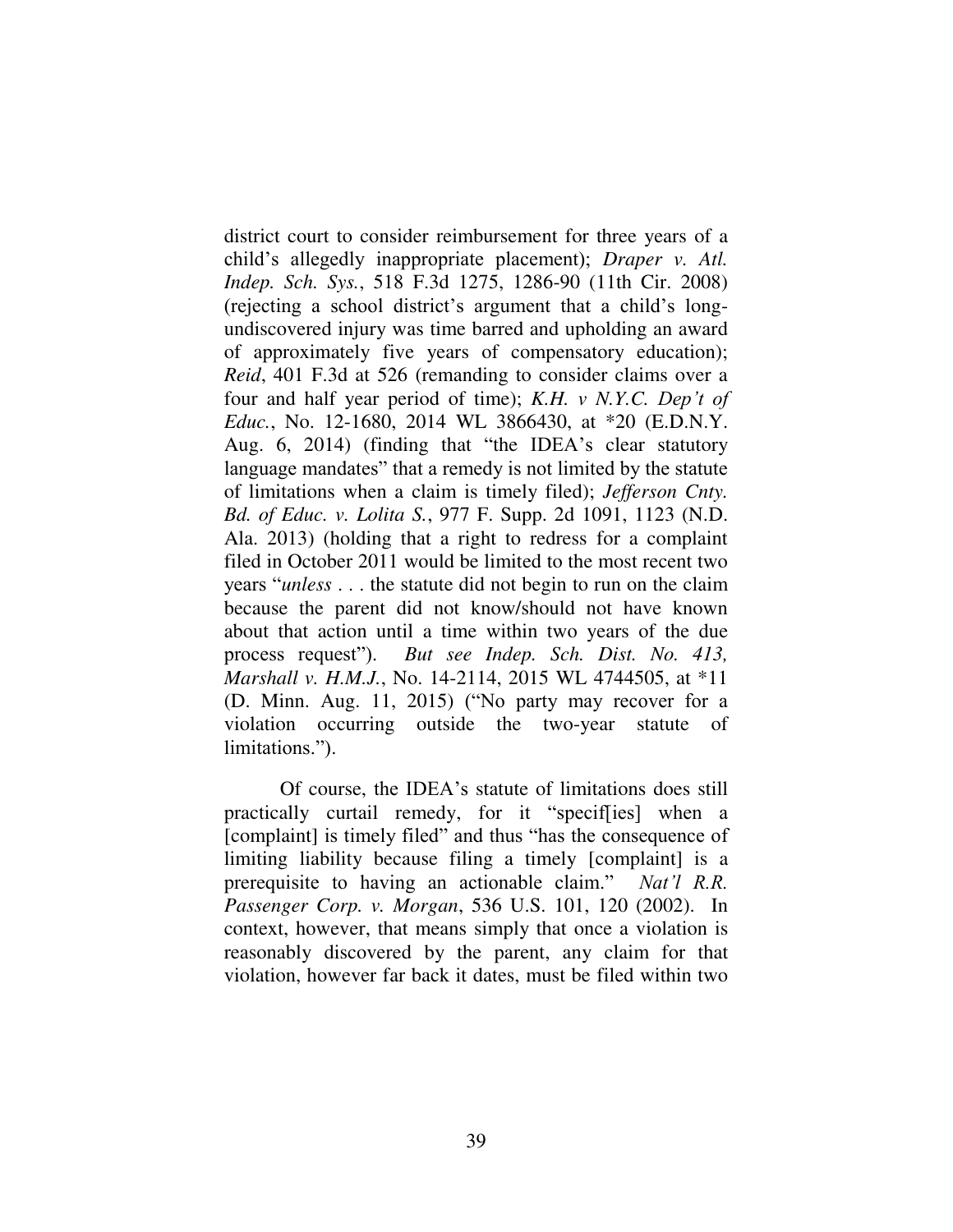district court to consider reimbursement for three years of a child's allegedly inappropriate placement); *Draper v. Atl. Indep. Sch. Sys.*, 518 F.3d 1275, 1286-90 (11th Cir. 2008) (rejecting a school district's argument that a child's long-undiscovered injury was time barred and upholding an award of approximately five years of compensatory education); *Reid*, 401 F.3d at 526 (remanding to consider claims over a four and half year period of time); *K.H. v N.Y.C. Dep't of Educ.*, No. 12-1680, 2014 WL 3866430, at *20 (E.D.N.Y. Aug. 6, 2014) (finding that "the IDEA's clear statutory language mandates" that a remedy is not limited by the statute of limitations when a claim is timely filed); *Jefferson Cnty. Bd. of Educ. v. Lolita S.*, 977 F. Supp. 2d 1091, 1123 (N.D. Ala. 2013) (holding that a right to redress for a complaint filed in October 2011 would be limited to the most recent two years "*unless* . . . the statute did not begin to run on the claim because the parent did not know/should not have known about that action until a time within two years of the due process request"). *But see Indep. Sch. Dist. No. 413, Marshall v. H.M.J.*, No. 14-2114, 2015 WL 4744505, at *11 (D. Minn. Aug. 11, 2015) ("No party may recover for a violation occurring outside the two-year statute of limitations.").

Of course, the IDEA's statute of limitations does still practically curtail remedy, for it "specif[ies] when a [complaint] is timely filed" and thus "has the consequence of limiting liability because filing a timely [complaint] is a prerequisite to having an actionable claim." *Nat'l R.R. Passenger Corp. v. Morgan*, 536 U.S. 101, 120 (2002). In context, however, that means simply that once a violation is reasonably discovered by the parent, any claim for that violation, however far back it dates, must be filed within two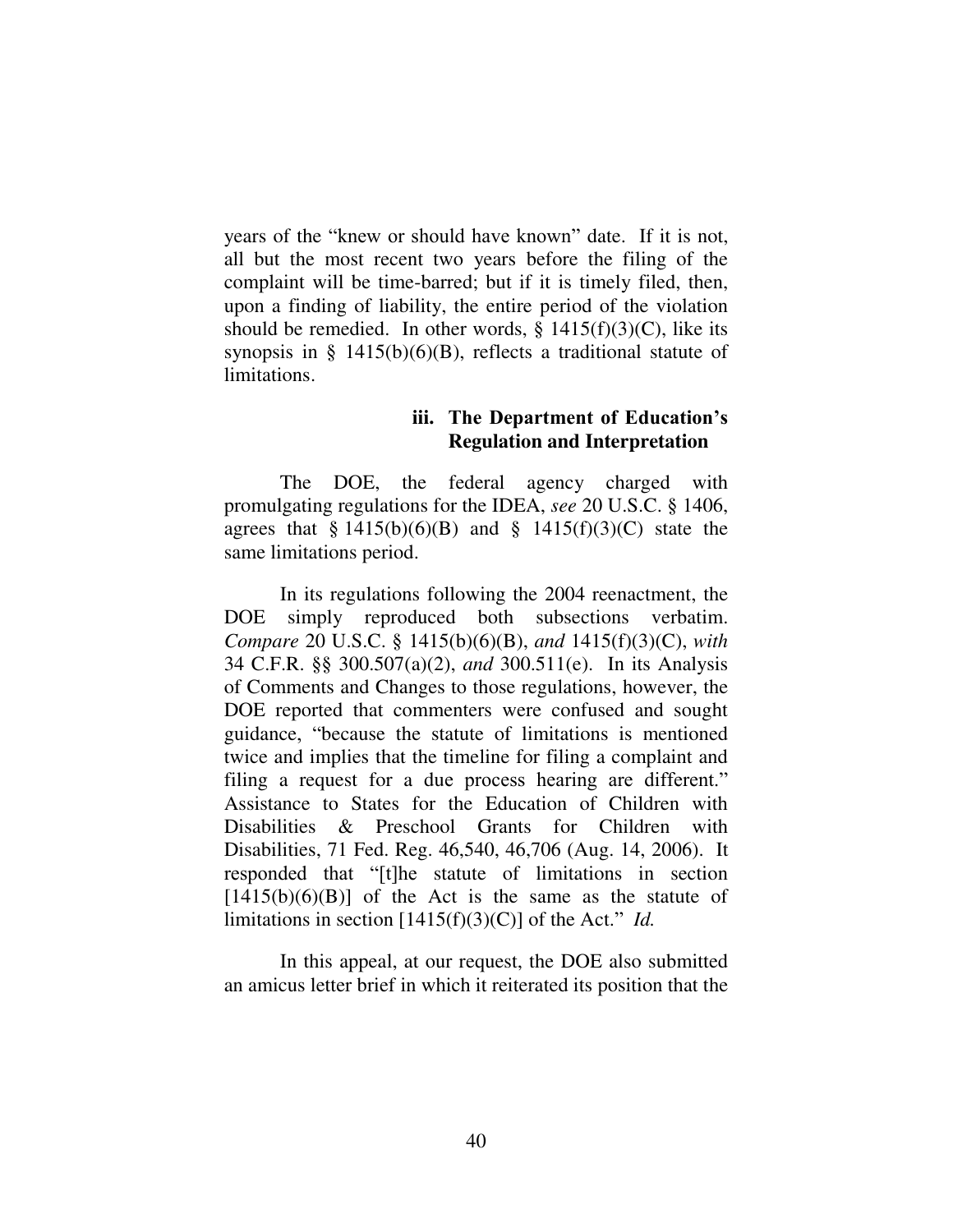years of the "knew or should have known" date. If it is not, all but the most recent two years before the filing of the complaint will be time-barred; but if it is timely filed, then, upon a finding of liability, the entire period of the violation should be remedied. In other words, § 1415(f)(3)(C), like its synopsis in § 1415(b)(6)(B), reflects a traditional statute of limitations.

#### iii. The Department of Education's Regulation and Interpretation

The DOE, the federal agency charged with promulgating regulations for the IDEA, *see* 20 U.S.C. § 1406, agrees that § 1415(b)(6)(B) and § 1415(f)(3)(C) state the same limitations period.

In its regulations following the 2004 reenactment, the DOE simply reproduced both subsections verbatim. *Compare* 20 U.S.C. § 1415(b)(6)(B), *and* 1415(f)(3)(C), *with* 34 C.F.R. §§ 300.507(a)(2), *and* 300.511(e). In its Analysis of Comments and Changes to those regulations, however, the DOE reported that commenters were confused and sought guidance, "because the statute of limitations is mentioned twice and implies that the timeline for filing a complaint and filing a request for a due process hearing are different." Assistance to States for the Education of Children with Disabilities & Preschool Grants for Children with Disabilities, 71 Fed. Reg. 46,540, 46,706 (Aug. 14, 2006). It responded that "[t]he statute of limitations in section [1415(b)(6)(B)] of the Act is the same as the statute of limitations in section [1415(f)(3)(C)] of the Act." *Id.*

In this appeal, at our request, the DOE also submitted an amicus letter brief in which it reiterated its position that the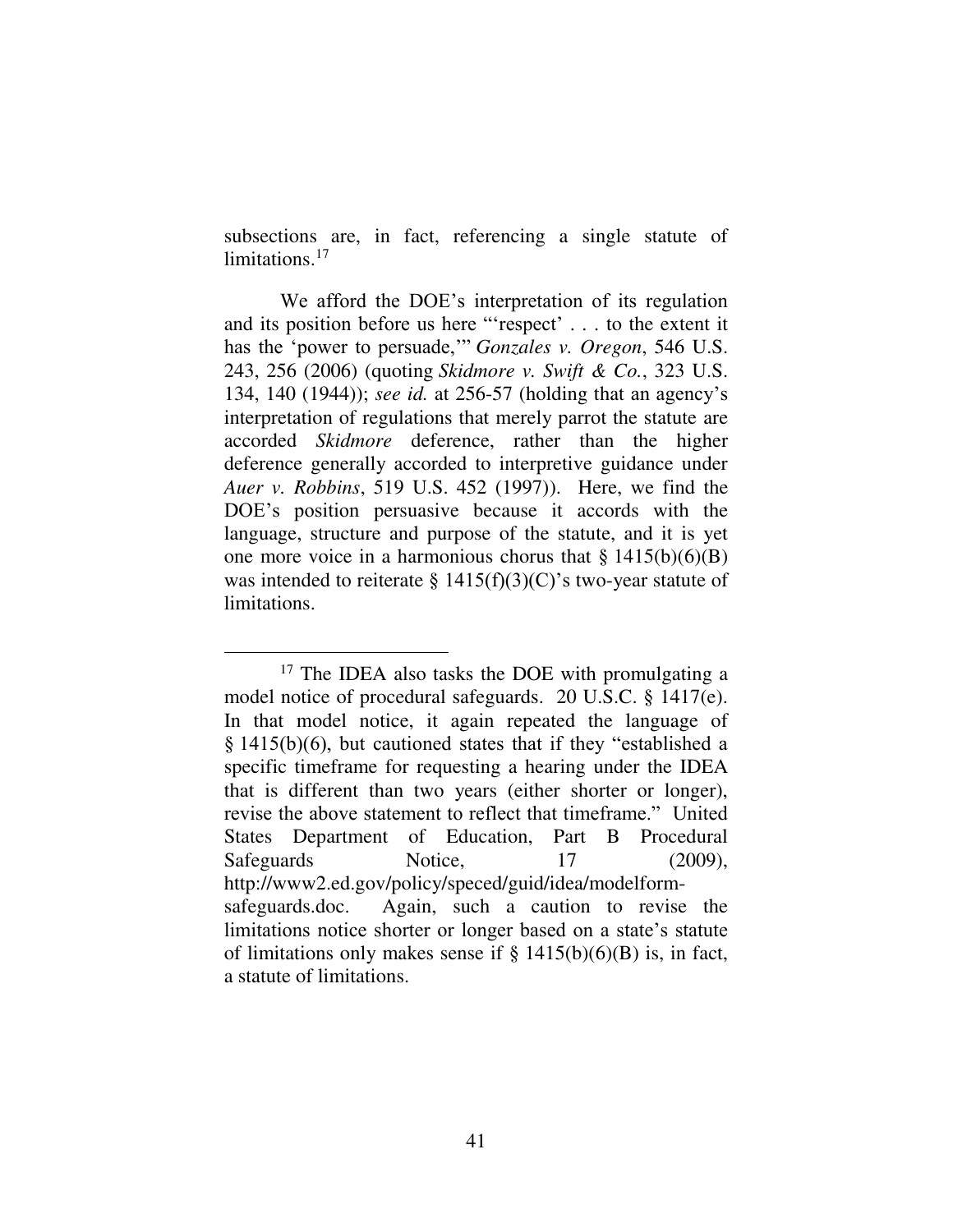subsections are, in fact, referencing a single statute of limitations.[17]

We afford the DOE's interpretation of its regulation and its position before us here "'respect' . . . to the extent it has the 'power to persuade,'" *Gonzales v. Oregon*, 546 U.S. 243, 256 (2006) (quoting *Skidmore v. Swift & Co.*, 323 U.S. 134, 140 (1944)); *see id.* at 256-57 (holding that an agency's interpretation of regulations that merely parrot the statute are accorded *Skidmore* deference, rather than the higher deference generally accorded to interpretive guidance under *Auer v. Robbins*, 519 U.S. 452 (1997)). Here, we find the DOE's position persuasive because it accords with the language, structure and purpose of the statute, and it is yet one more voice in a harmonious chorus that § 1415(b)(6)(B) was intended to reiterate § 1415(f)(3)(C)'s two-year statute of limitations.

---

[17] The IDEA also tasks the DOE with promulgating a model notice of procedural safeguards. 20 U.S.C. § 1417(e). In that model notice, it again repeated the language of § 1415(b)(6), but cautioned states that if they "established a specific timeframe for requesting a hearing under the IDEA that is different than two years (either shorter or longer), revise the above statement to reflect that timeframe." United States Department of Education, Part B Procedural Safeguards Notice, 17 (2009), http://www2.ed.gov/policy/speced/guid/idea/modelform-safeguards.doc. Again, such a caution to revise the limitations notice shorter or longer based on a state's statute of limitations only makes sense if § 1415(b)(6)(B) is, in fact, a statute of limitations.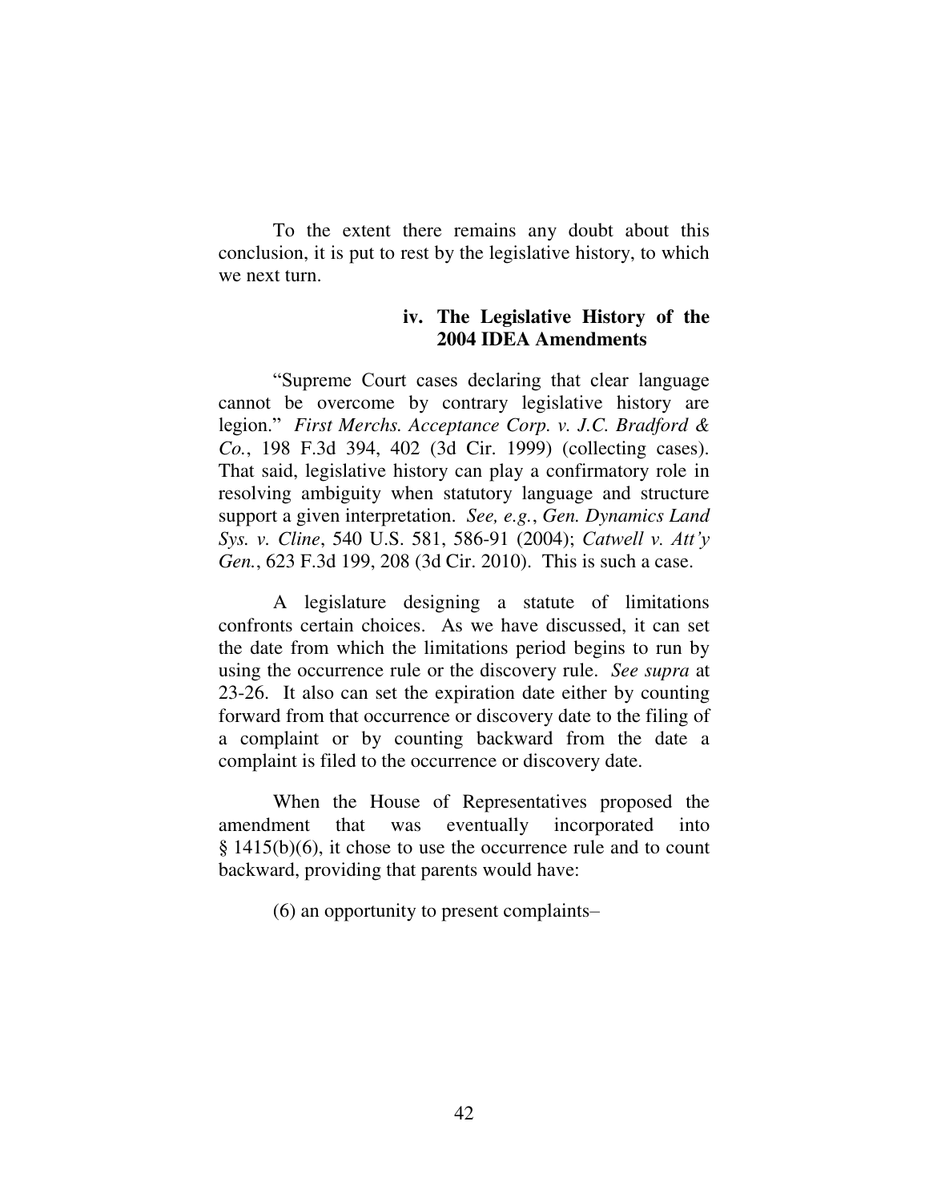To the extent there remains any doubt about this conclusion, it is put to rest by the legislative history, to which we next turn.

#### iv. The Legislative History of the 2004 IDEA Amendments

"Supreme Court cases declaring that clear language cannot be overcome by contrary legislative history are legion." *First Merchs. Acceptance Corp. v. J.C. Bradford & Co.*, 198 F.3d 394, 402 (3d Cir. 1999) (collecting cases). That said, legislative history can play a confirmatory role in resolving ambiguity when statutory language and structure support a given interpretation. *See, e.g.*, *Gen. Dynamics Land Sys. v. Cline*, 540 U.S. 581, 586-91 (2004); *Catwell v. Att'y Gen.*, 623 F.3d 199, 208 (3d Cir. 2010). This is such a case.

A legislature designing a statute of limitations confronts certain choices. As we have discussed, it can set the date from which the limitations period begins to run by using the occurrence rule or the discovery rule. *See supra* at 23-26. It also can set the expiration date either by counting forward from that occurrence or discovery date to the filing of a complaint or by counting backward from the date a complaint is filed to the occurrence or discovery date.

When the House of Representatives proposed the amendment that was eventually incorporated into § 1415(b)(6), it chose to use the occurrence rule and to count backward, providing that parents would have:

> (6) an opportunity to present complaints–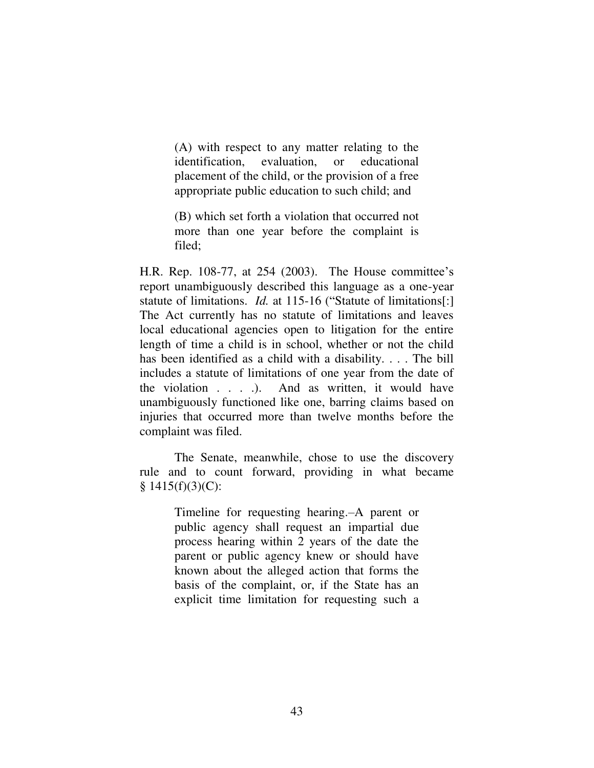> (A) with respect to any matter relating to the identification, evaluation, or educational placement of the child, or the provision of a free appropriate public education to such child; and
>
> (B) which set forth a violation that occurred not more than one year before the complaint is filed;

H.R. Rep. 108-77, at 254 (2003). The House committee's report unambiguously described this language as a one-year statute of limitations. *Id.* at 115-16 ("Statute of limitations[:] The Act currently has no statute of limitations and leaves local educational agencies open to litigation for the entire length of time a child is in school, whether or not the child has been identified as a child with a disability. . . . The bill includes a statute of limitations of one year from the date of the violation . . . .). And as written, it would have unambiguously functioned like one, barring claims based on injuries that occurred more than twelve months before the complaint was filed.

The Senate, meanwhile, chose to use the discovery rule and to count forward, providing in what became § 1415(f)(3)(C):

> Timeline for requesting hearing.–A parent or public agency shall request an impartial due process hearing within 2 years of the date the parent or public agency knew or should have known about the alleged action that forms the basis of the complaint, or, if the State has an explicit time limitation for requesting such a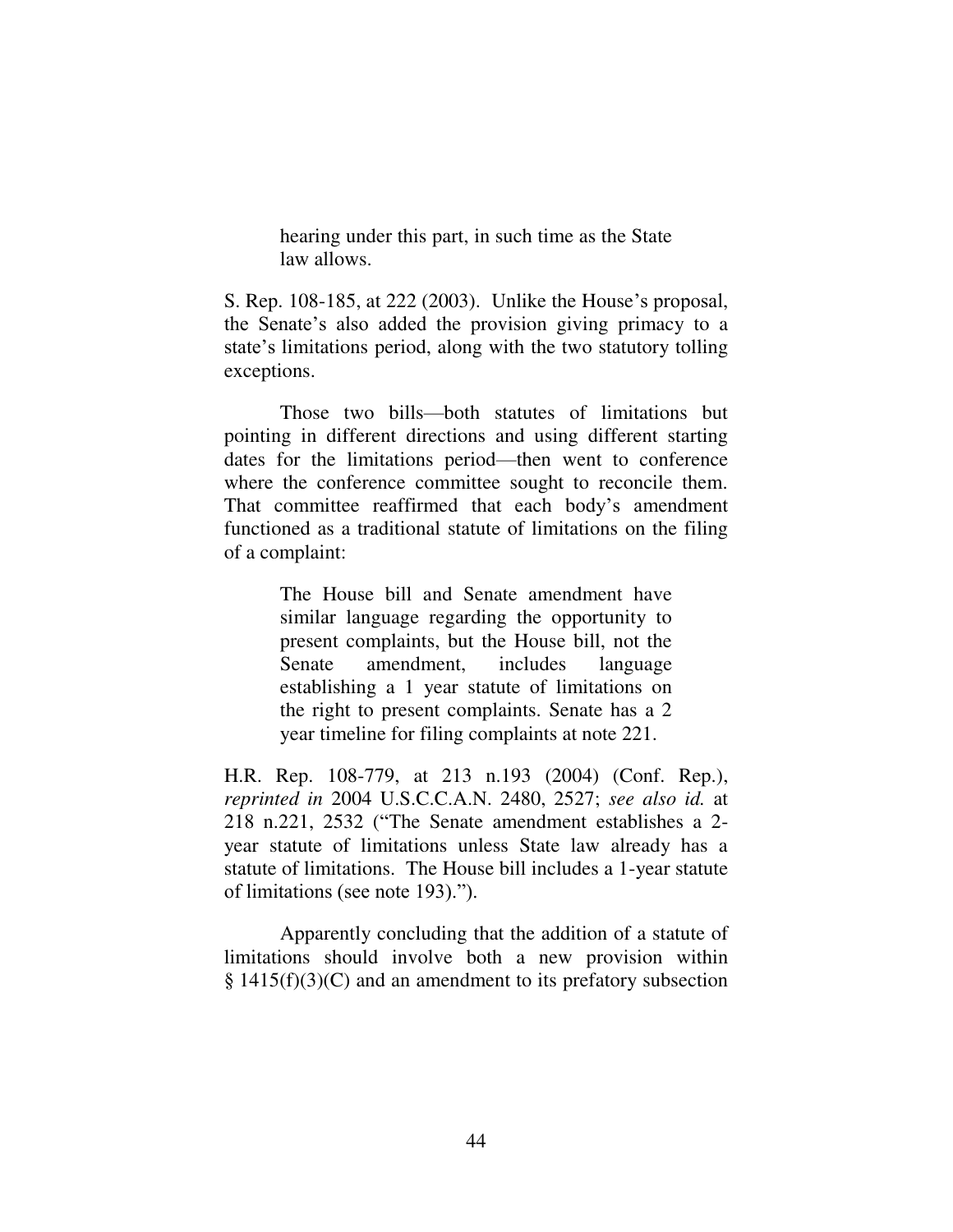> hearing under this part, in such time as the State law allows.

S. Rep. 108-185, at 222 (2003). Unlike the House's proposal, the Senate's also added the provision giving primacy to a state's limitations period, along with the two statutory tolling exceptions.

Those two bills—both statutes of limitations but pointing in different directions and using different starting dates for the limitations period—then went to conference where the conference committee sought to reconcile them. That committee reaffirmed that each body's amendment functioned as a traditional statute of limitations on the filing of a complaint:

> The House bill and Senate amendment have similar language regarding the opportunity to present complaints, but the House bill, not the Senate amendment, includes language establishing a 1 year statute of limitations on the right to present complaints. Senate has a 2 year timeline for filing complaints at note 221.

H.R. Rep. 108-779, at 213 n.193 (2004) (Conf. Rep.), *reprinted in* 2004 U.S.C.C.A.N. 2480, 2527; *see also id.* at 218 n.221, 2532 ("The Senate amendment establishes a 2-year statute of limitations unless State law already has a statute of limitations. The House bill includes a 1-year statute of limitations (see note 193).").

Apparently concluding that the addition of a statute of limitations should involve both a new provision within § 1415(f)(3)(C) and an amendment to its prefatory subsection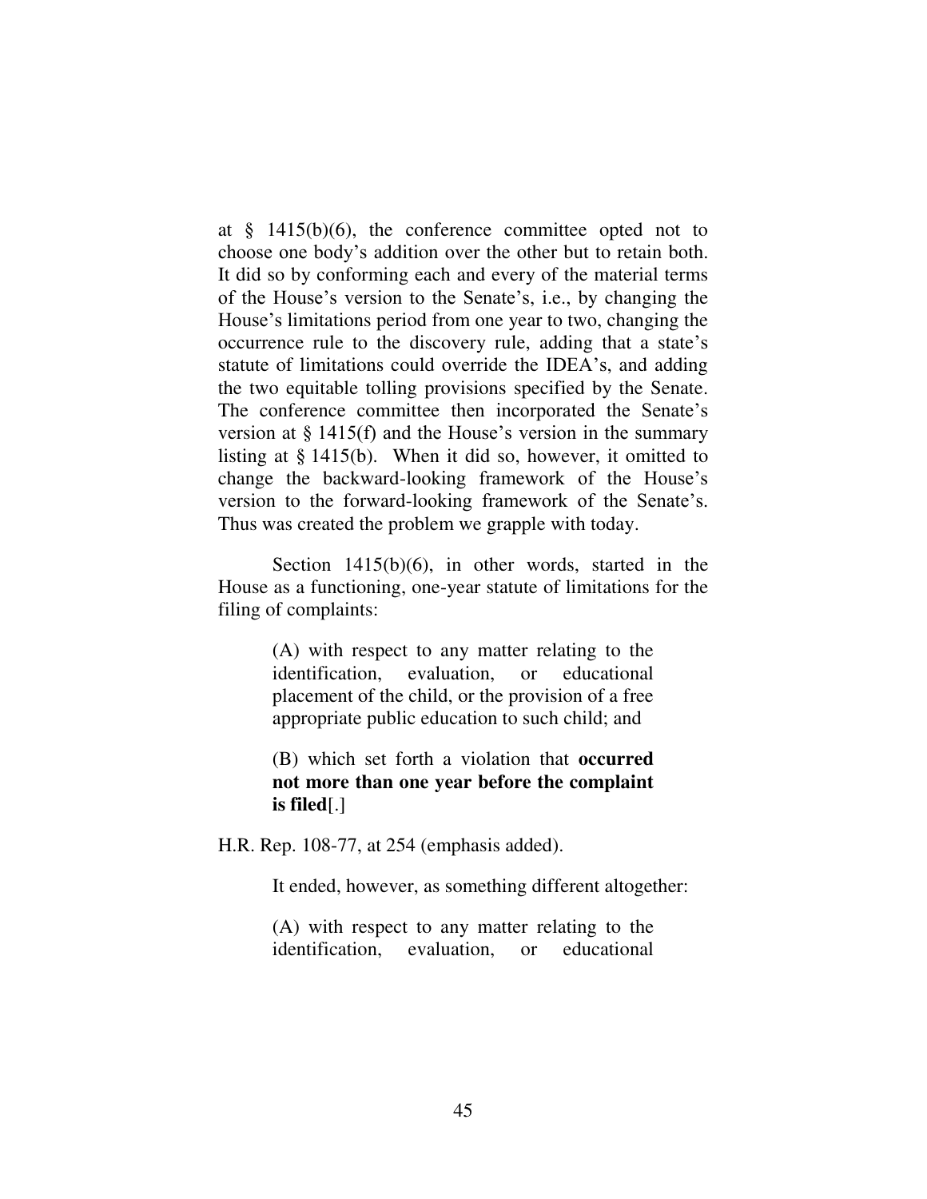at § 1415(b)(6), the conference committee opted not to choose one body's addition over the other but to retain both. It did so by conforming each and every of the material terms of the House's version to the Senate's, i.e., by changing the House's limitations period from one year to two, changing the occurrence rule to the discovery rule, adding that a state's statute of limitations could override the IDEA's, and adding the two equitable tolling provisions specified by the Senate. The conference committee then incorporated the Senate's version at § 1415(f) and the House's version in the summary listing at § 1415(b). When it did so, however, it omitted to change the backward-looking framework of the House's version to the forward-looking framework of the Senate's. Thus was created the problem we grapple with today.

Section 1415(b)(6), in other words, started in the House as a functioning, one-year statute of limitations for the filing of complaints:

> (A) with respect to any matter relating to the identification, evaluation, or educational placement of the child, or the provision of a free appropriate public education to such child; and
>
> (B) which set forth a violation that **occurred not more than one year before the complaint is filed**[.]

H.R. Rep. 108-77, at 254 (emphasis added).

It ended, however, as something different altogether:

> (A) with respect to any matter relating to the identification, evaluation, or educational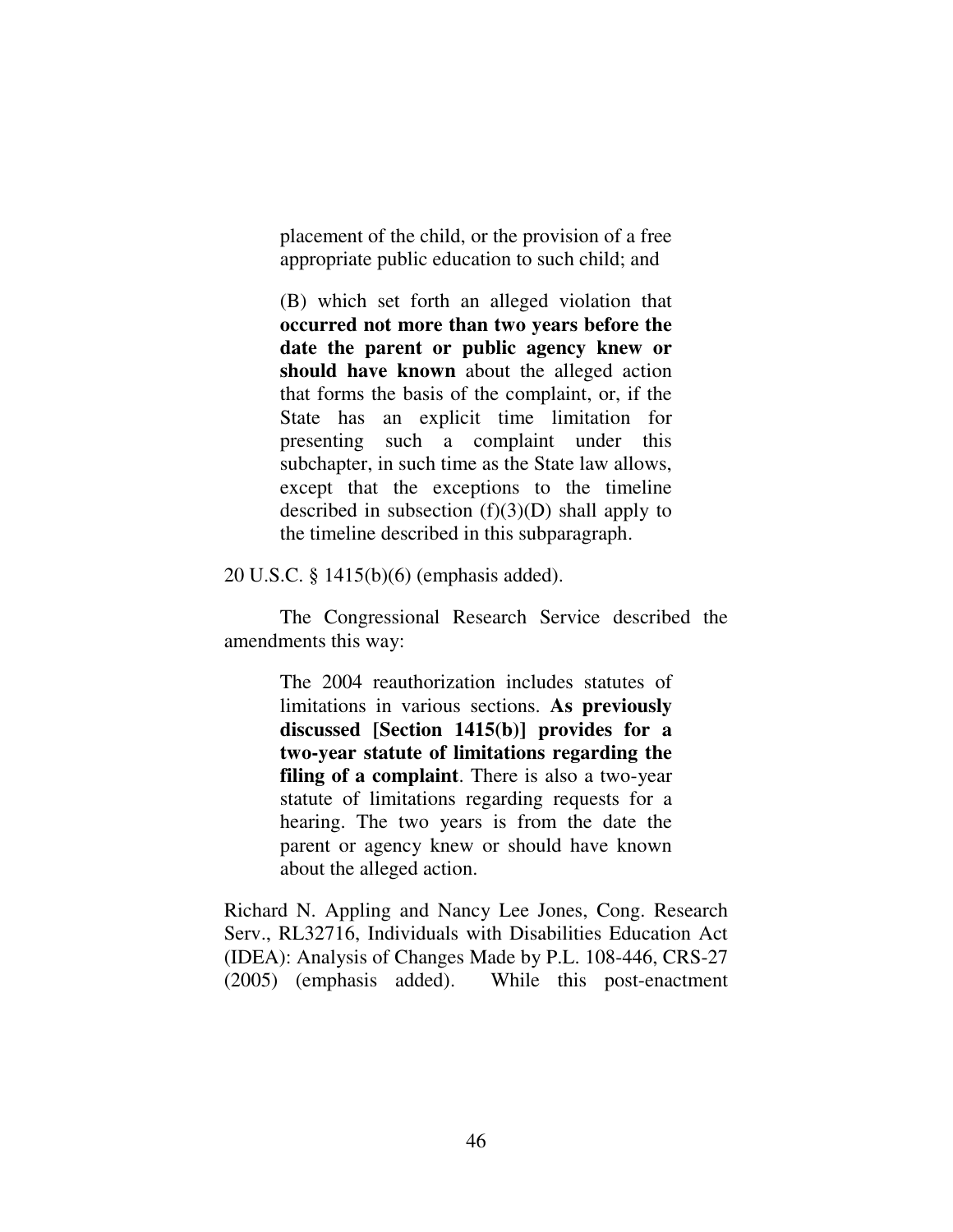> placement of the child, or the provision of a free appropriate public education to such child; and
>
> (B) which set forth an alleged violation that **occurred not more than two years before the date the parent or public agency knew or should have known** about the alleged action that forms the basis of the complaint, or, if the State has an explicit time limitation for presenting such a complaint under this subchapter, in such time as the State law allows, except that the exceptions to the timeline described in subsection (f)(3)(D) shall apply to the timeline described in this subparagraph.

20 U.S.C. § 1415(b)(6) (emphasis added).

The Congressional Research Service described the amendments this way:

> The 2004 reauthorization includes statutes of limitations in various sections. **As previously discussed [Section 1415(b)] provides for a two-year statute of limitations regarding the filing of a complaint**. There is also a two-year statute of limitations regarding requests for a hearing. The two years is from the date the parent or agency knew or should have known about the alleged action.

Richard N. Appling and Nancy Lee Jones, Cong. Research Serv., RL32716, Individuals with Disabilities Education Act (IDEA): Analysis of Changes Made by P.L. 108-446, CRS-27 (2005) (emphasis added). While this post-enactment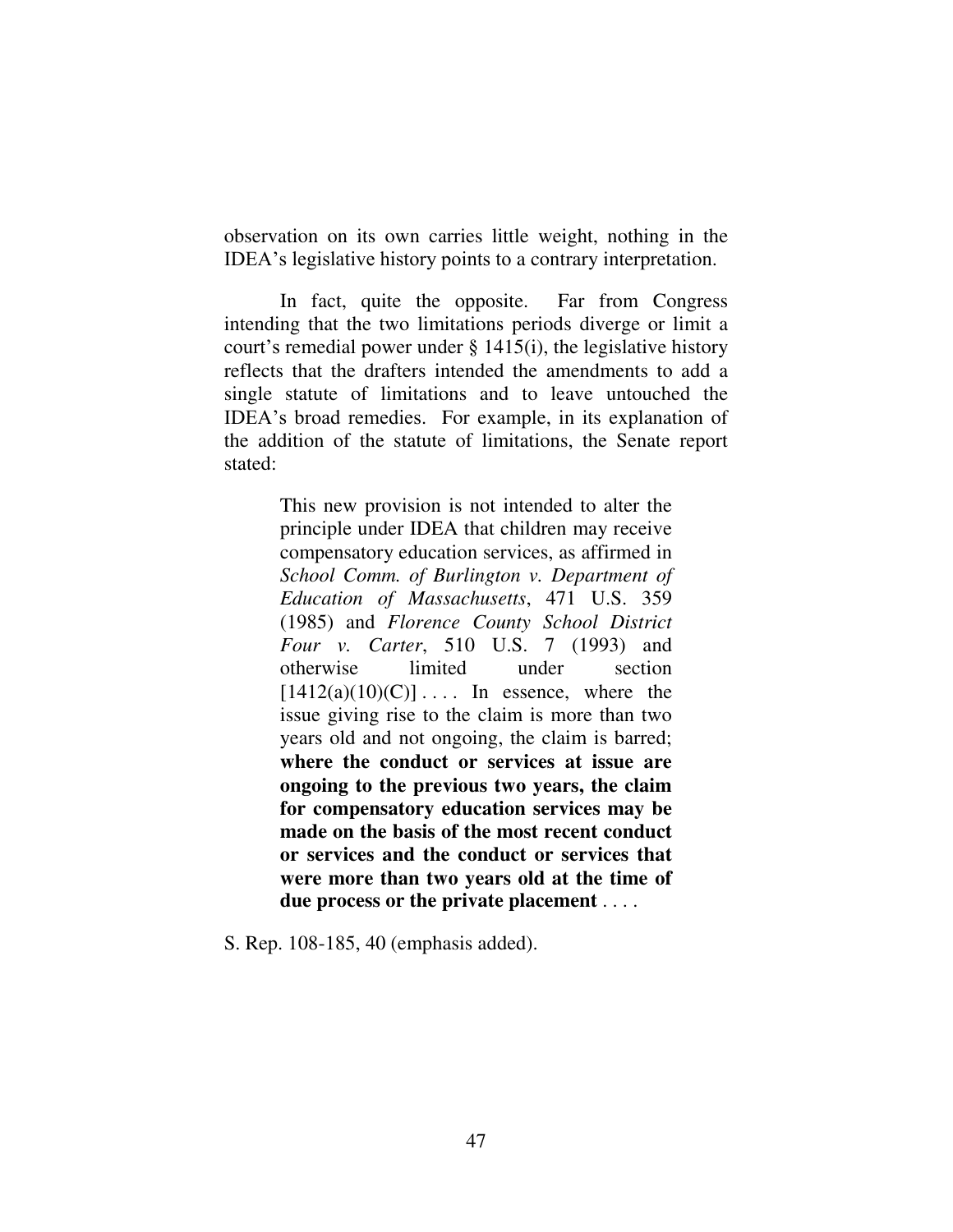observation on its own carries little weight, nothing in the IDEA's legislative history points to a contrary interpretation.

In fact, quite the opposite. Far from Congress intending that the two limitations periods diverge or limit a court's remedial power under § 1415(i), the legislative history reflects that the drafters intended the amendments to add a single statute of limitations and to leave untouched the IDEA's broad remedies. For example, in its explanation of the addition of the statute of limitations, the Senate report stated:

> This new provision is not intended to alter the principle under IDEA that children may receive compensatory education services, as affirmed in *School Comm. of Burlington v. Department of Education of Massachusetts*, 471 U.S. 359 (1985) and *Florence County School District Four v. Carter*, 510 U.S. 7 (1993) and otherwise limited under section [1412(a)(10)(C)] . . . . In essence, where the issue giving rise to the claim is more than two years old and not ongoing, the claim is barred; **where the conduct or services at issue are ongoing to the previous two years, the claim for compensatory education services may be made on the basis of the most recent conduct or services and the conduct or services that were more than two years old at the time of due process or the private placement** . . . .

S. Rep. 108-185, 40 (emphasis added).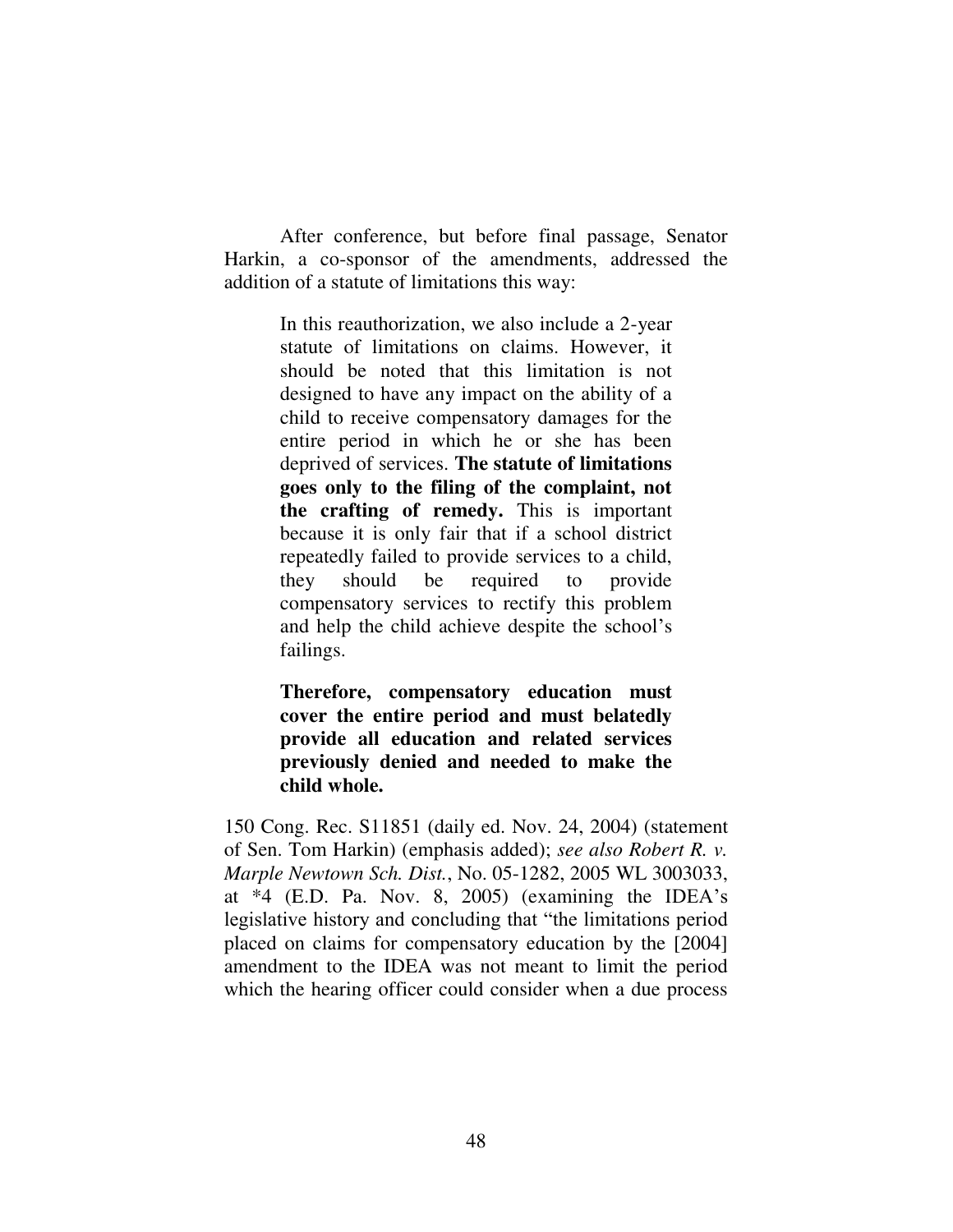After conference, but before final passage, Senator Harkin, a co-sponsor of the amendments, addressed the addition of a statute of limitations this way:

> In this reauthorization, we also include a 2-year statute of limitations on claims. However, it should be noted that this limitation is not designed to have any impact on the ability of a child to receive compensatory damages for the entire period in which he or she has been deprived of services. **The statute of limitations goes only to the filing of the complaint, not the crafting of remedy.** This is important because it is only fair that if a school district repeatedly failed to provide services to a child, they should be required to provide compensatory services to rectify this problem and help the child achieve despite the school's failings.
>
> **Therefore, compensatory education must cover the entire period and must belatedly provide all education and related services previously denied and needed to make the child whole.**

150 Cong. Rec. S11851 (daily ed. Nov. 24, 2004) (statement of Sen. Tom Harkin) (emphasis added); *see also Robert R. v. Marple Newtown Sch. Dist.*, No. 05-1282, 2005 WL 3003033, at *4 (E.D. Pa. Nov. 8, 2005) (examining the IDEA's legislative history and concluding that "the limitations period placed on claims for compensatory education by the [2004] amendment to the IDEA was not meant to limit the period which the hearing officer could consider when a due process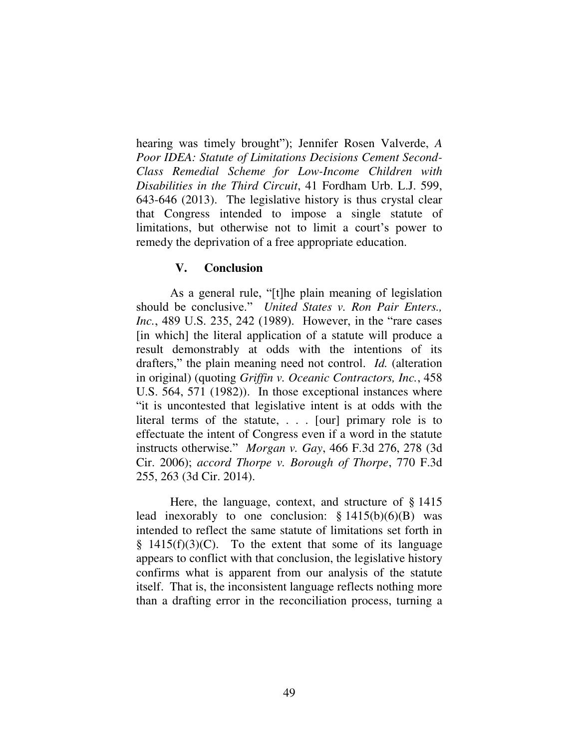hearing was timely brought"); Jennifer Rosen Valverde, *A Poor IDEA: Statute of Limitations Decisions Cement Second-Class Remedial Scheme for Low-Income Children with Disabilities in the Third Circuit*, 41 Fordham Urb. L.J. 599, 643-646 (2013). The legislative history is thus crystal clear that Congress intended to impose a single statute of limitations, but otherwise not to limit a court's power to remedy the deprivation of a free appropriate education.

## V. Conclusion

As a general rule, "[t]he plain meaning of legislation should be conclusive." *United States v. Ron Pair Enters., Inc.*, 489 U.S. 235, 242 (1989). However, in the "rare cases [in which] the literal application of a statute will produce a result demonstrably at odds with the intentions of its drafters," the plain meaning need not control. *Id.* (alteration in original) (quoting *Griffin v. Oceanic Contractors, Inc.*, 458 U.S. 564, 571 (1982)). In those exceptional instances where "it is uncontested that legislative intent is at odds with the literal terms of the statute, . . . [our] primary role is to effectuate the intent of Congress even if a word in the statute instructs otherwise." *Morgan v. Gay*, 466 F.3d 276, 278 (3d Cir. 2006); *accord Thorpe v. Borough of Thorpe*, 770 F.3d 255, 263 (3d Cir. 2014).

Here, the language, context, and structure of § 1415 lead inexorably to one conclusion: § 1415(b)(6)(B) was intended to reflect the same statute of limitations set forth in § 1415(f)(3)(C). To the extent that some of its language appears to conflict with that conclusion, the legislative history confirms what is apparent from our analysis of the statute itself. That is, the inconsistent language reflects nothing more than a drafting error in the reconciliation process, turning a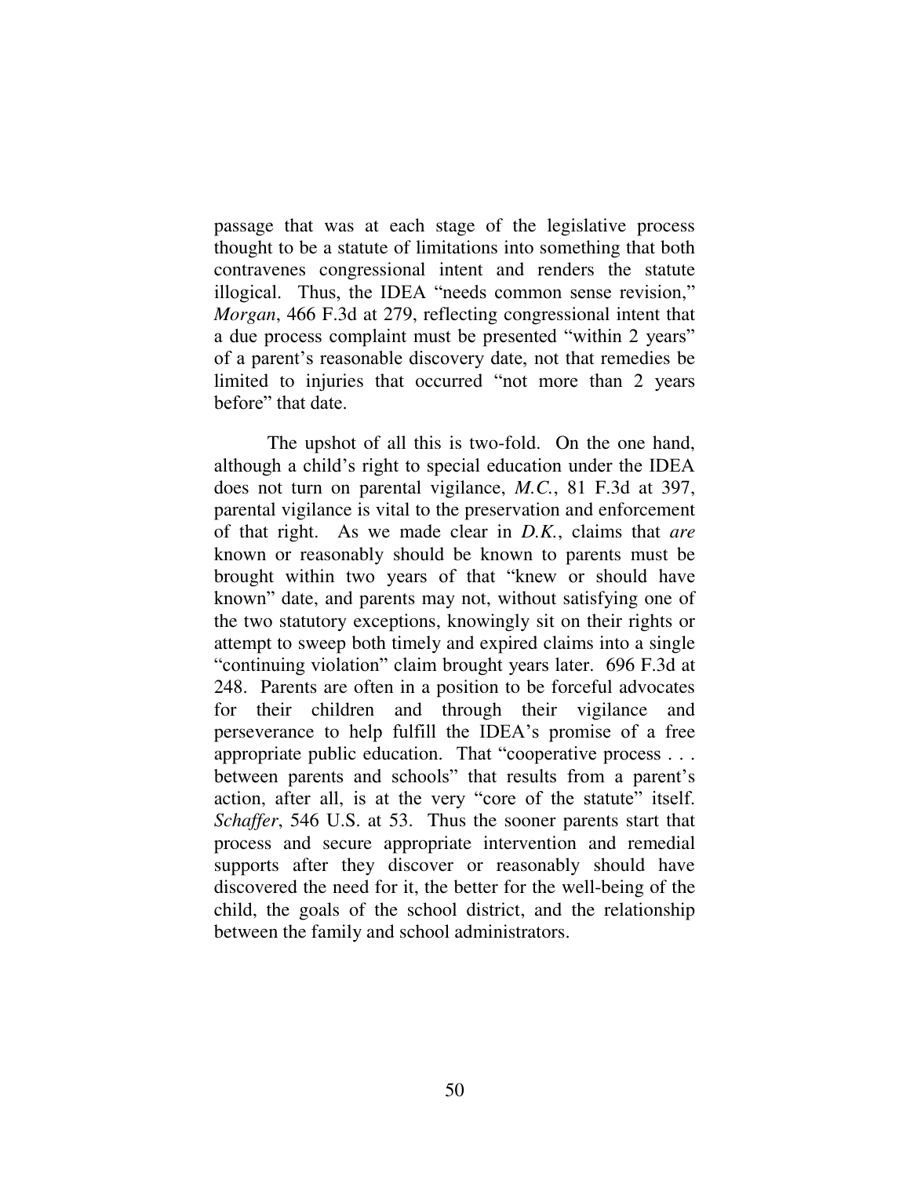passage that was at each stage of the legislative process thought to be a statute of limitations into something that both contravenes congressional intent and renders the statute illogical. Thus, the IDEA "needs common sense revision," *Morgan*, 466 F.3d at 279, reflecting congressional intent that a due process complaint must be presented "within 2 years" of a parent's reasonable discovery date, not that remedies be limited to injuries that occurred "not more than 2 years before" that date.

The upshot of all this is two-fold. On the one hand, although a child's right to special education under the IDEA does not turn on parental vigilance, *M.C.*, 81 F.3d at 397, parental vigilance is vital to the preservation and enforcement of that right. As we made clear in *D.K.*, claims that *are* known or reasonably should be known to parents must be brought within two years of that "knew or should have known" date, and parents may not, without satisfying one of the two statutory exceptions, knowingly sit on their rights or attempt to sweep both timely and expired claims into a single "continuing violation" claim brought years later. 696 F.3d at 248. Parents are often in a position to be forceful advocates for their children and through their vigilance and perseverance to help fulfill the IDEA's promise of a free appropriate public education. That "cooperative process . . . between parents and schools" that results from a parent's action, after all, is at the very "core of the statute" itself. *Schaffer*, 546 U.S. at 53. Thus the sooner parents start that process and secure appropriate intervention and remedial supports after they discover or reasonably should have discovered the need for it, the better for the well-being of the child, the goals of the school district, and the relationship between the family and school administrators.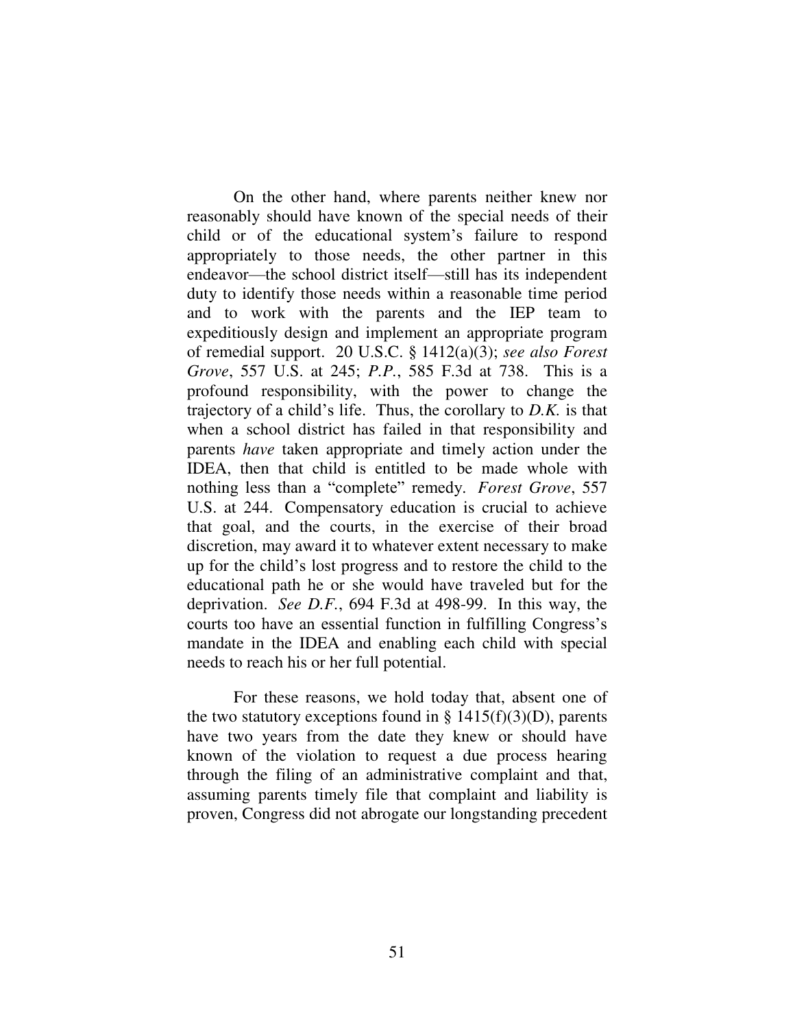On the other hand, where parents neither knew nor reasonably should have known of the special needs of their child or of the educational system's failure to respond appropriately to those needs, the other partner in this endeavor—the school district itself—still has its independent duty to identify those needs within a reasonable time period and to work with the parents and the IEP team to expeditiously design and implement an appropriate program of remedial support. 20 U.S.C. § 1412(a)(3); *see also Forest Grove*, 557 U.S. at 245; *P.P.*, 585 F.3d at 738. This is a profound responsibility, with the power to change the trajectory of a child's life. Thus, the corollary to *D.K.* is that when a school district has failed in that responsibility and parents *have* taken appropriate and timely action under the IDEA, then that child is entitled to be made whole with nothing less than a "complete" remedy. *Forest Grove*, 557 U.S. at 244. Compensatory education is crucial to achieve that goal, and the courts, in the exercise of their broad discretion, may award it to whatever extent necessary to make up for the child's lost progress and to restore the child to the educational path he or she would have traveled but for the deprivation. *See D.F.*, 694 F.3d at 498-99. In this way, the courts too have an essential function in fulfilling Congress's mandate in the IDEA and enabling each child with special needs to reach his or her full potential.

For these reasons, we hold today that, absent one of the two statutory exceptions found in § 1415(f)(3)(D), parents have two years from the date they knew or should have known of the violation to request a due process hearing through the filing of an administrative complaint and that, assuming parents timely file that complaint and liability is proven, Congress did not abrogate our longstanding precedent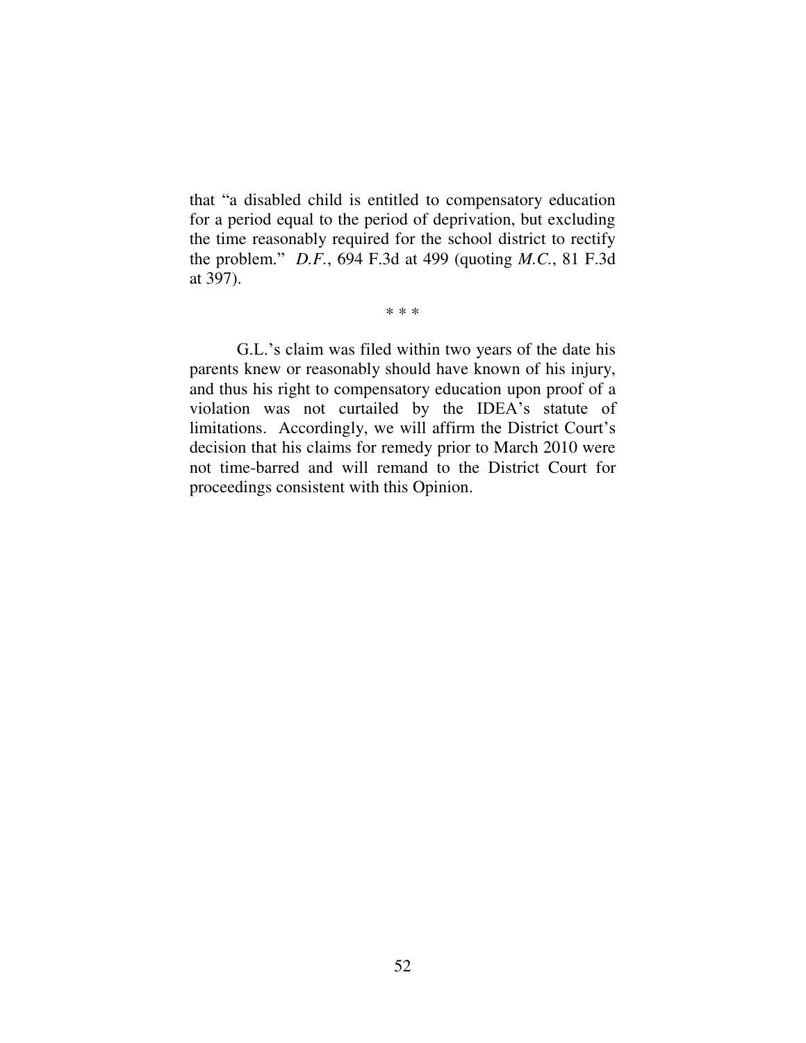that "a disabled child is entitled to compensatory education for a period equal to the period of deprivation, but excluding the time reasonably required for the school district to rectify the problem." *D.F.*, 694 F.3d at 499 (quoting *M.C.*, 81 F.3d at 397).

\* \* \*

G.L.'s claim was filed within two years of the date his parents knew or reasonably should have known of his injury, and thus his right to compensatory education upon proof of a violation was not curtailed by the IDEA's statute of limitations. Accordingly, we will affirm the District Court's decision that his claims for remedy prior to March 2010 were not time-barred and will remand to the District Court for proceedings consistent with this Opinion.